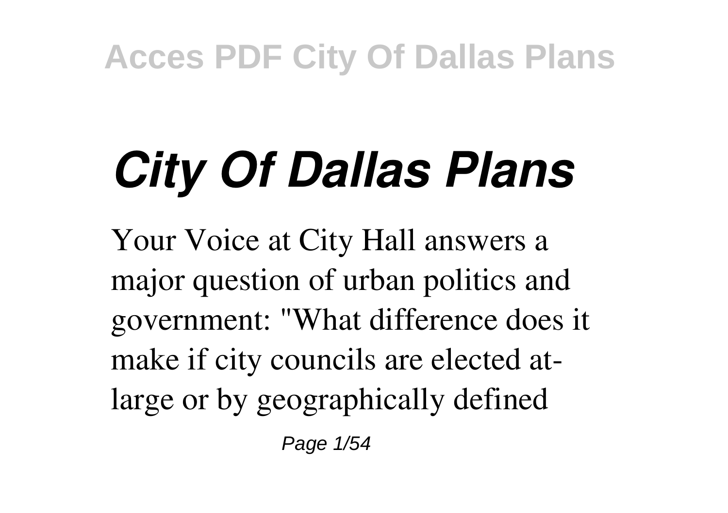# *City Of Dallas Plans*

Your Voice at City Hall answers a major question of urban politics and government: "What difference does it make if city councils are elected at-large or by geographically defined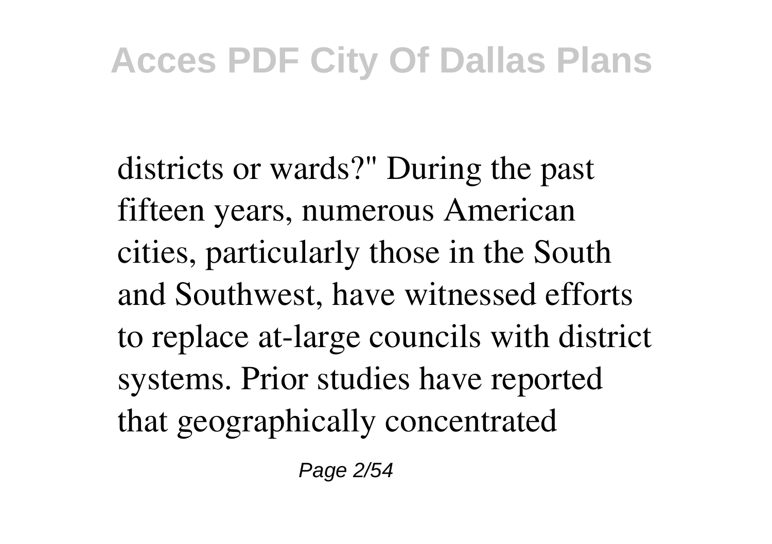districts or wards?" During the past fifteen years, numerous American cities, particularly those in the South and Southwest, have witnessed efforts to replace at-large councils with district systems. Prior studies have reported that geographically concentrated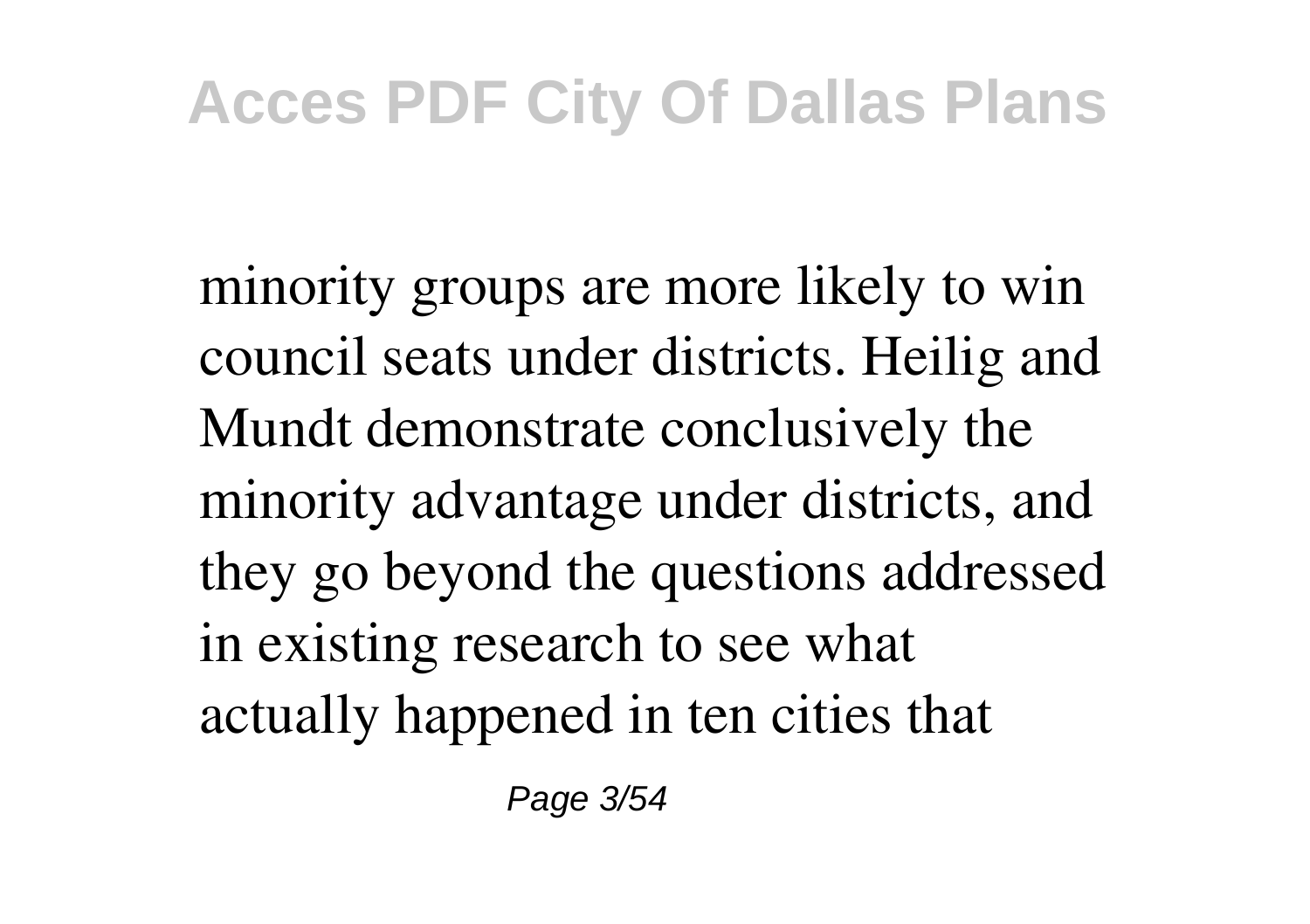minority groups are more likely to win council seats under districts. Heilig and Mundt demonstrate conclusively the minority advantage under districts, and they go beyond the questions addressed in existing research to see what actually happened in ten cities that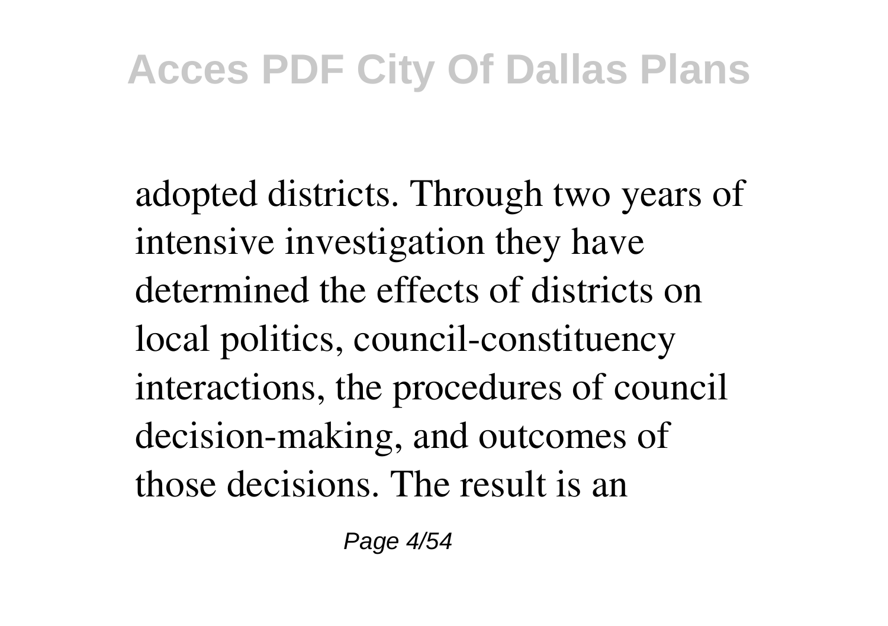adopted districts. Through two years of intensive investigation they have determined the effects of districts on local politics, council-constituency interactions, the procedures of council decision-making, and outcomes of those decisions. The result is an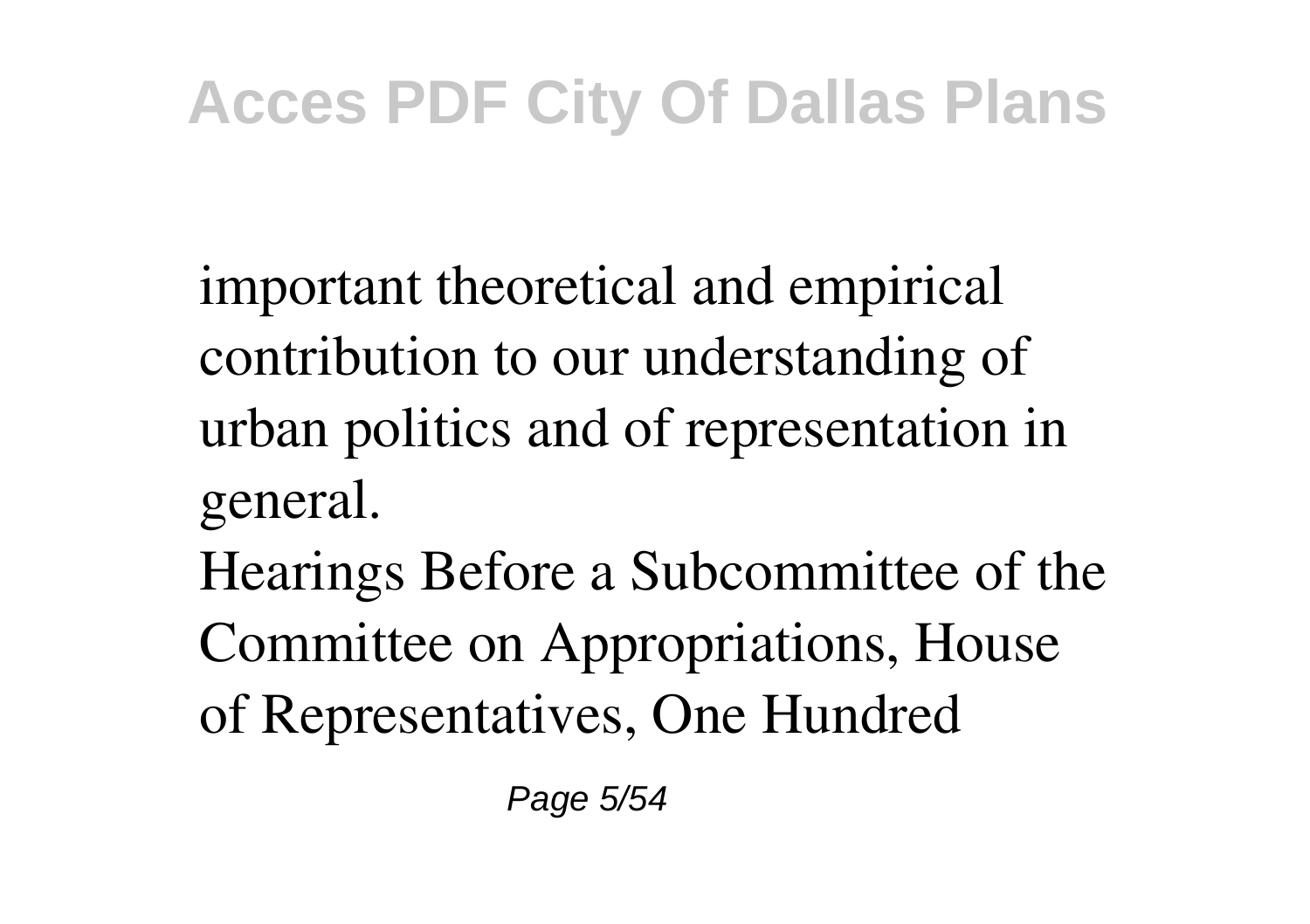important theoretical and empirical contribution to our understanding of urban politics and of representation in general.

Hearings Before a Subcommittee of the Committee on Appropriations, House of Representatives, One Hundred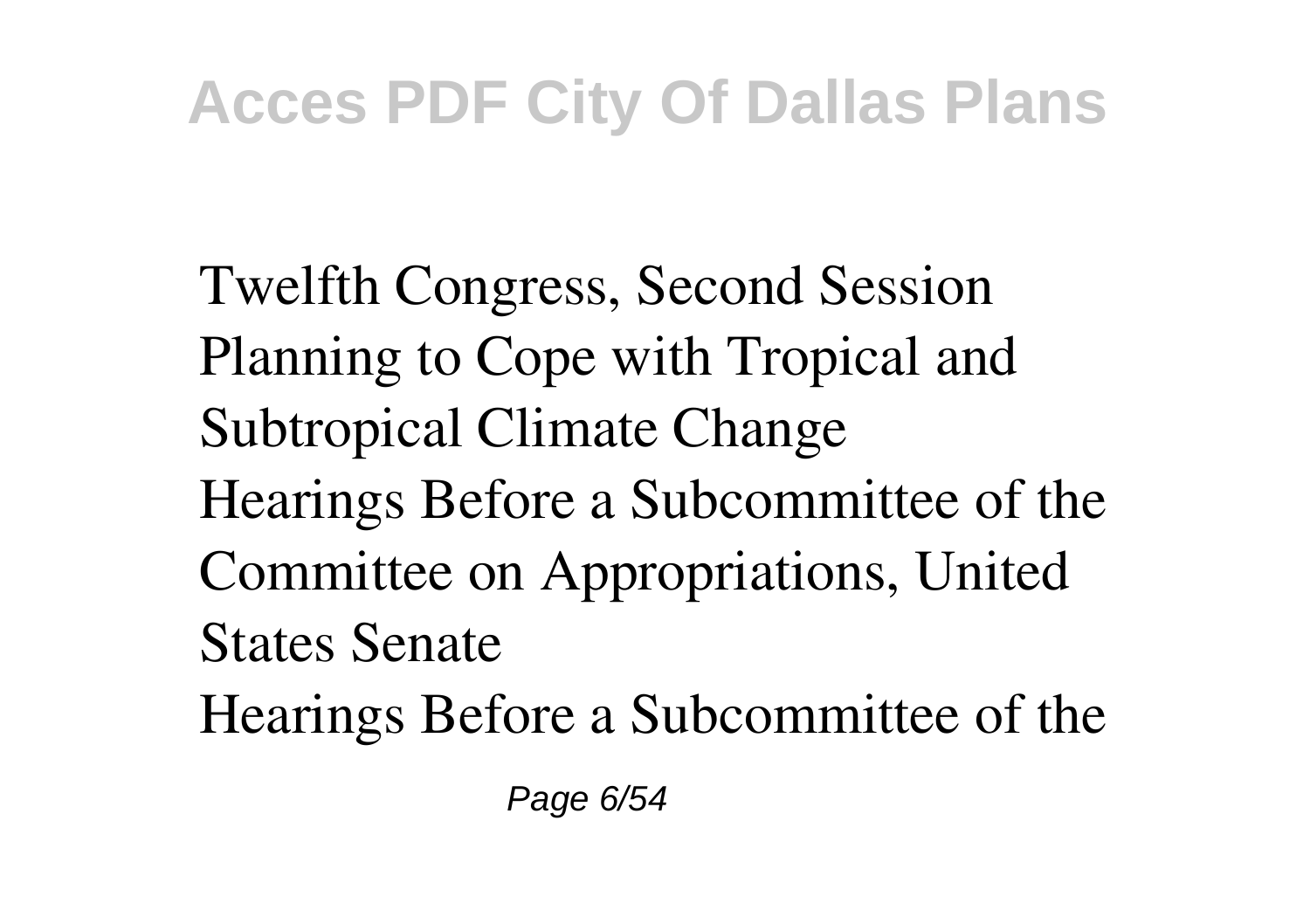Twelfth Congress, Second Session
Planning to Cope with Tropical and Subtropical Climate Change
Hearings Before a Subcommittee of the Committee on Appropriations, United States Senate
Hearings Before a Subcommittee of the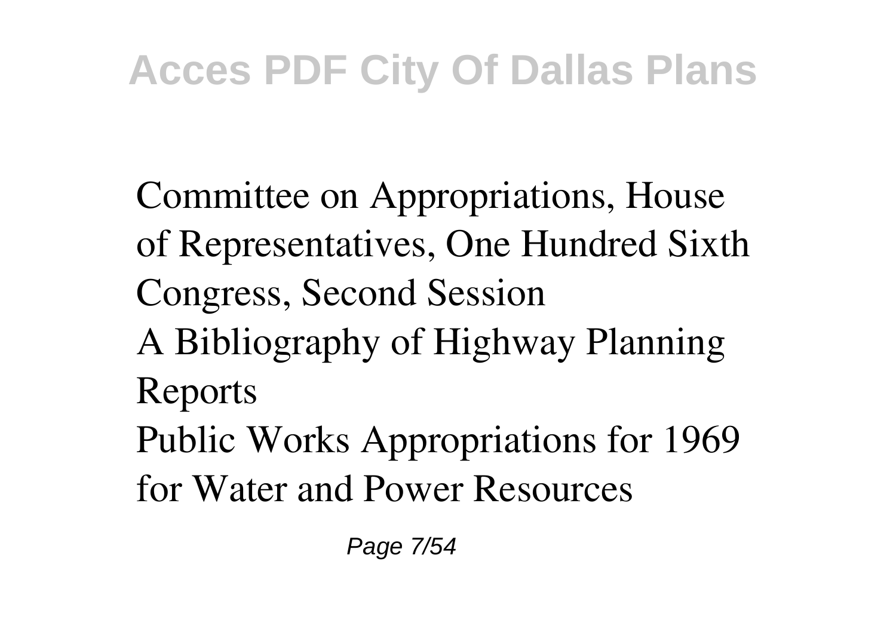Committee on Appropriations, House of Representatives, One Hundred Sixth Congress, Second Session

A Bibliography of Highway Planning Reports

Public Works Appropriations for 1969 for Water and Power Resources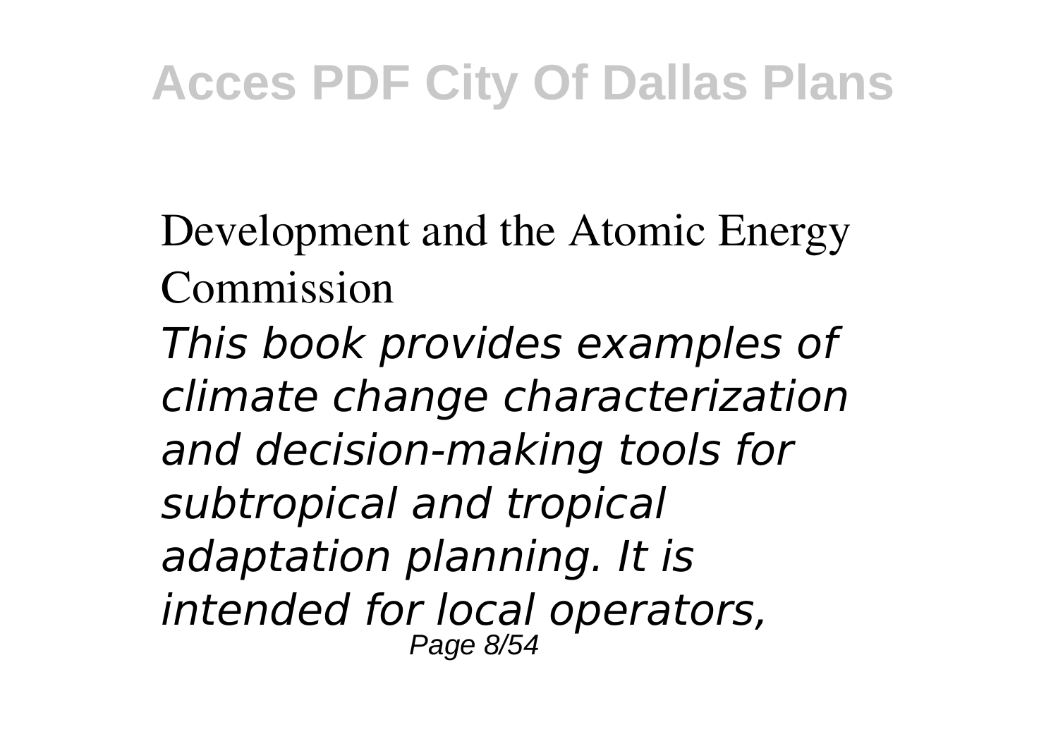Development and the Atomic Energy Commission

*This book provides examples of climate change characterization and decision-making tools for subtropical and tropical adaptation planning. It is intended for local operators,*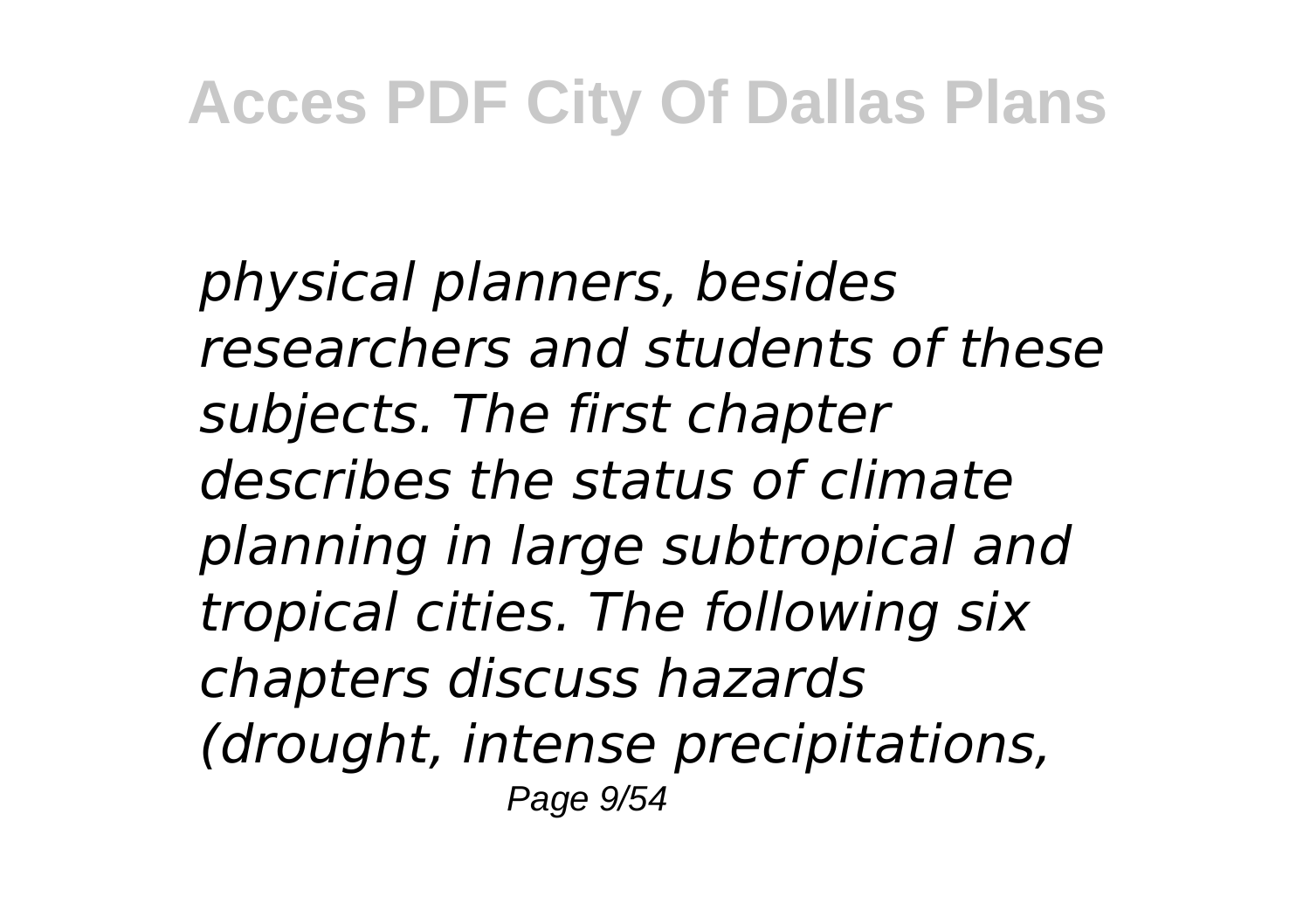*physical planners, besides researchers and students of these subjects. The first chapter describes the status of climate planning in large subtropical and tropical cities. The following six chapters discuss hazards (drought, intense precipitations,*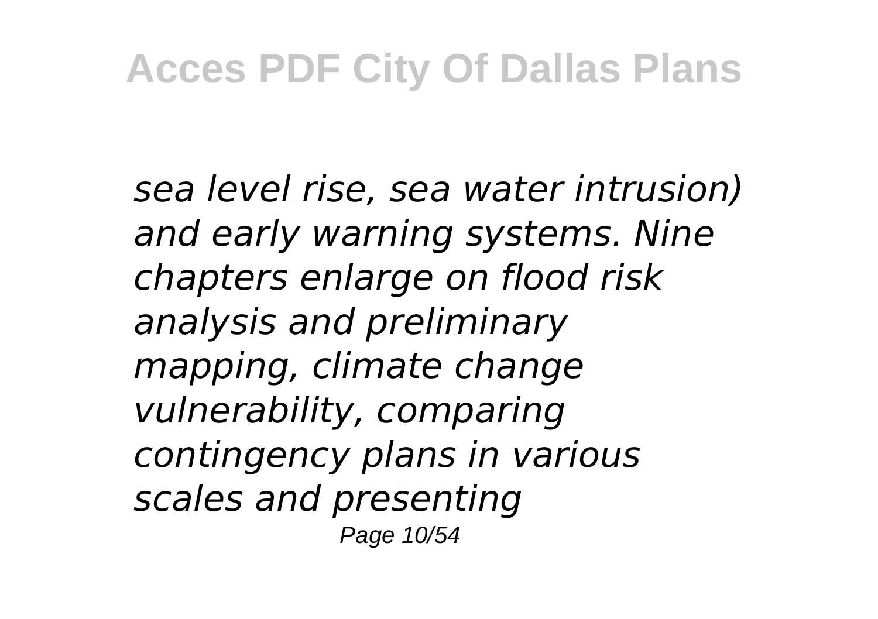*sea level rise, sea water intrusion) and early warning systems. Nine chapters enlarge on flood risk analysis and preliminary mapping, climate change vulnerability, comparing contingency plans in various scales and presenting*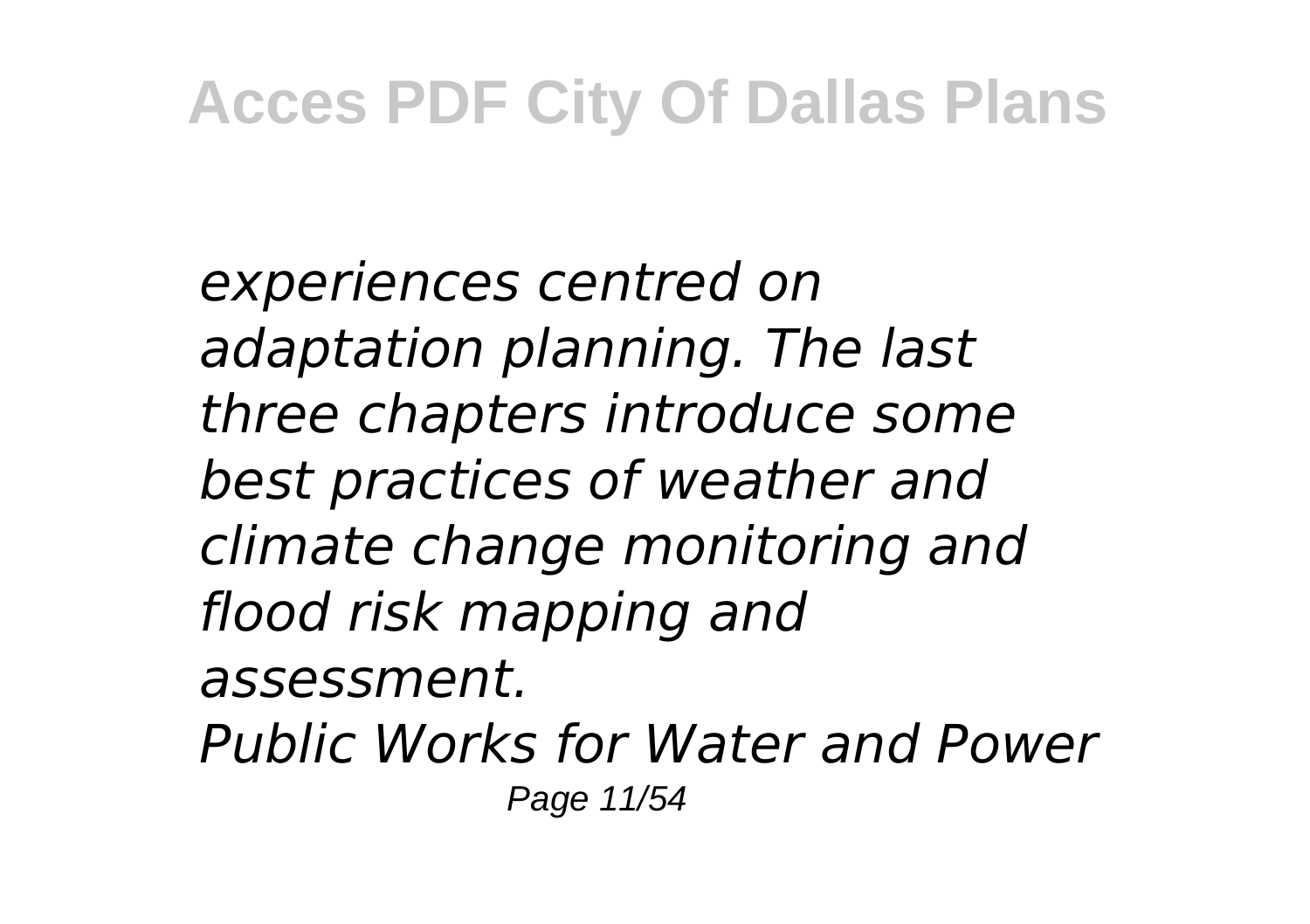*experiences centred on adaptation planning. The last three chapters introduce some best practices of weather and climate change monitoring and flood risk mapping and assessment.*

*Public Works for Water and Power*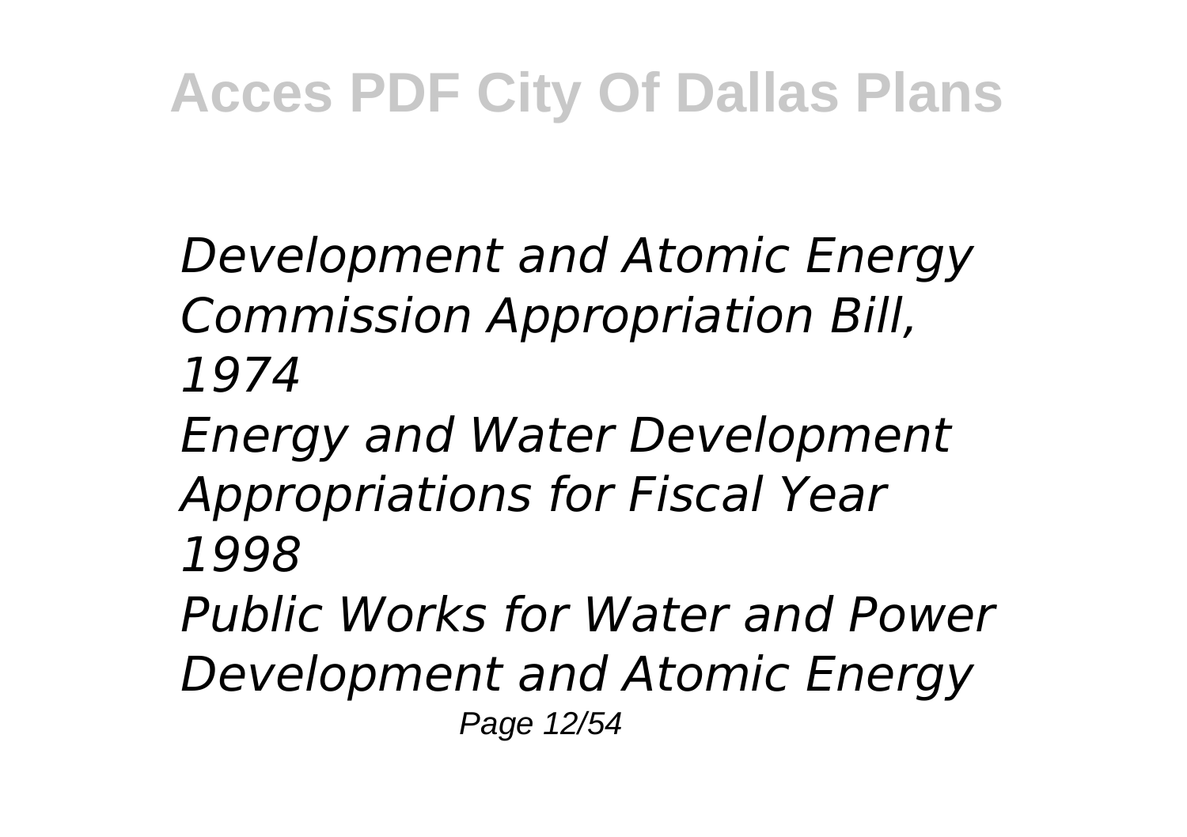*Development and Atomic Energy Commission Appropriation Bill, 1974*

*Energy and Water Development Appropriations for Fiscal Year 1998*

*Public Works for Water and Power Development and Atomic Energy*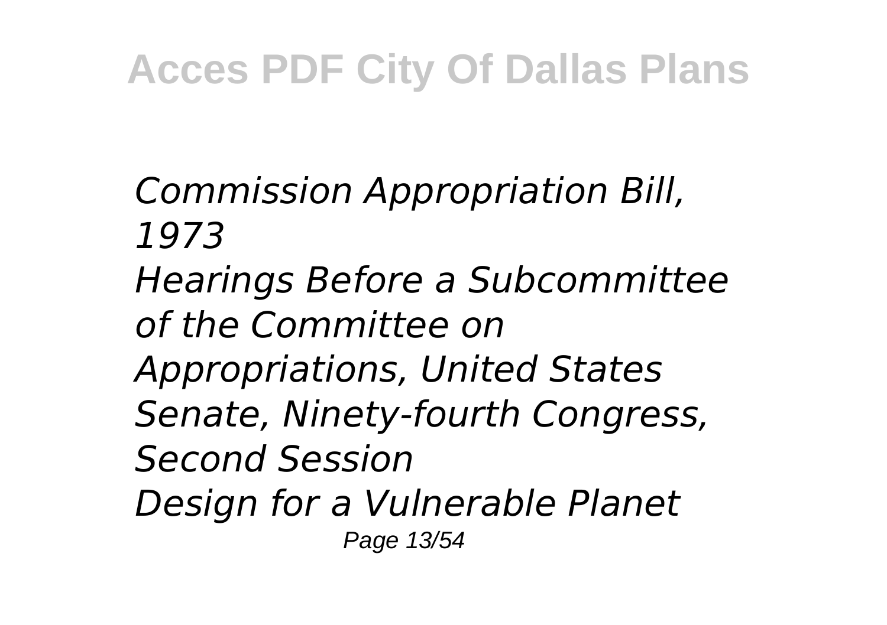*Commission Appropriation Bill, 1973*

*Hearings Before a Subcommittee of the Committee on Appropriations, United States Senate, Ninety-fourth Congress, Second Session*

*Design for a Vulnerable Planet*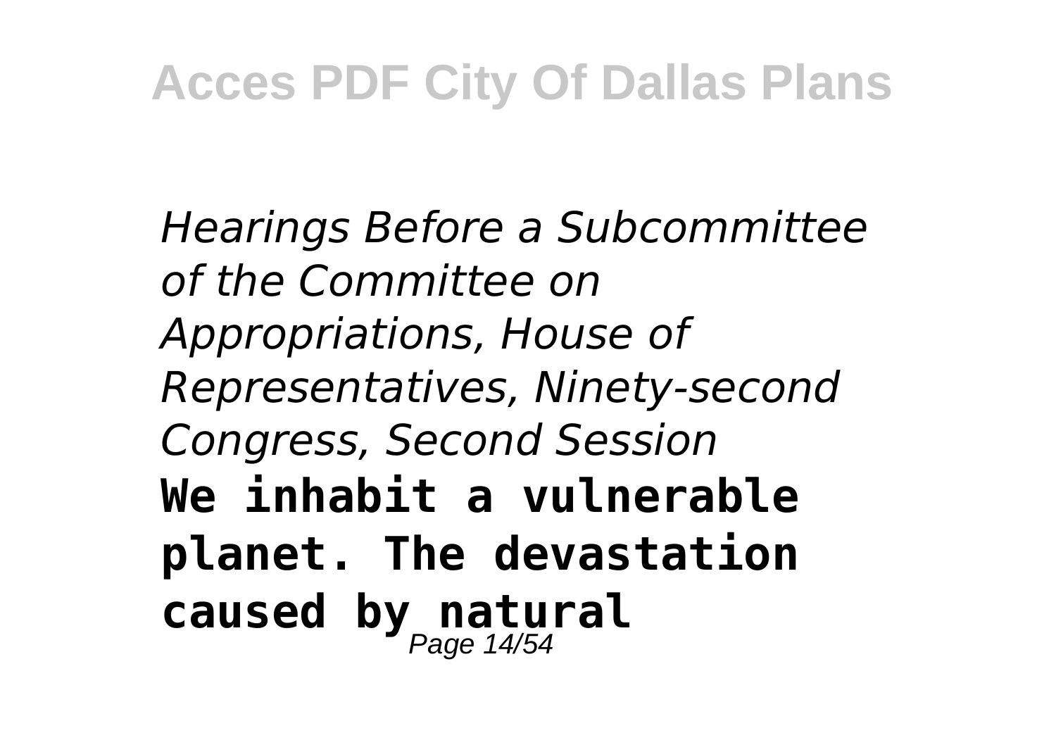*Hearings Before a Subcommittee of the Committee on Appropriations, House of Representatives, Ninety-second Congress, Second Session*

**We inhabit a vulnerable planet. The devastation caused by natural**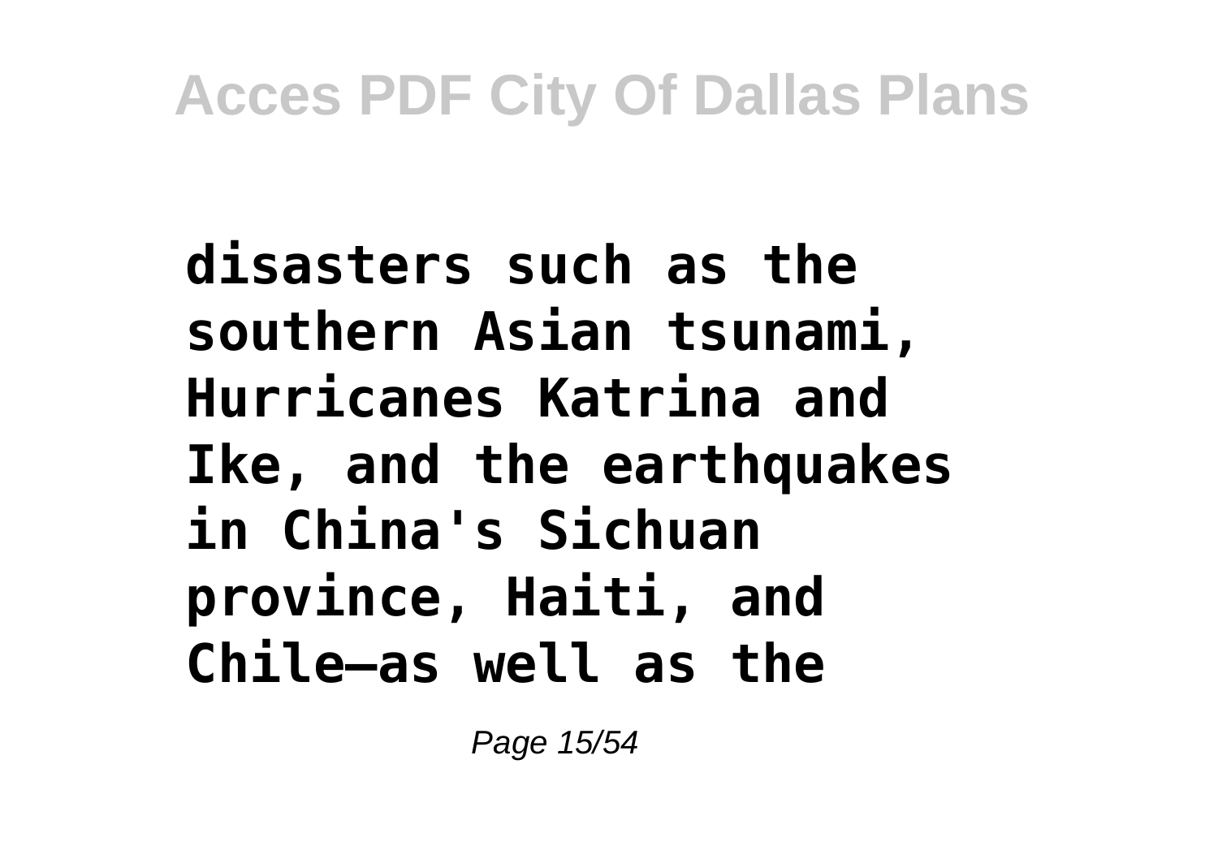**disasters such as the southern Asian tsunami, Hurricanes Katrina and Ike, and the earthquakes in China's Sichuan province, Haiti, and Chile—as well as the**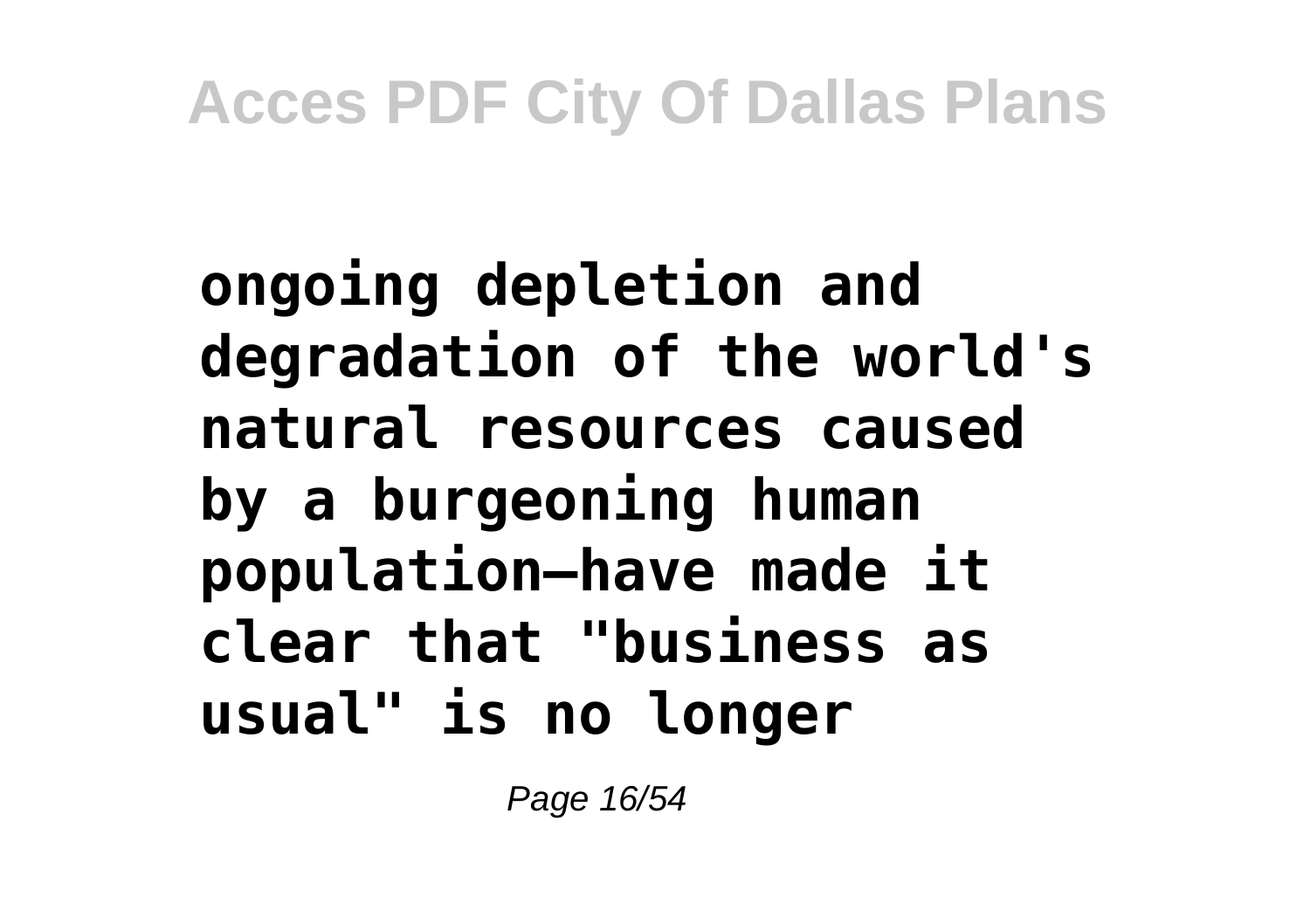**ongoing depletion and degradation of the world's natural resources caused by a burgeoning human population—have made it clear that "business as usual" is no longer**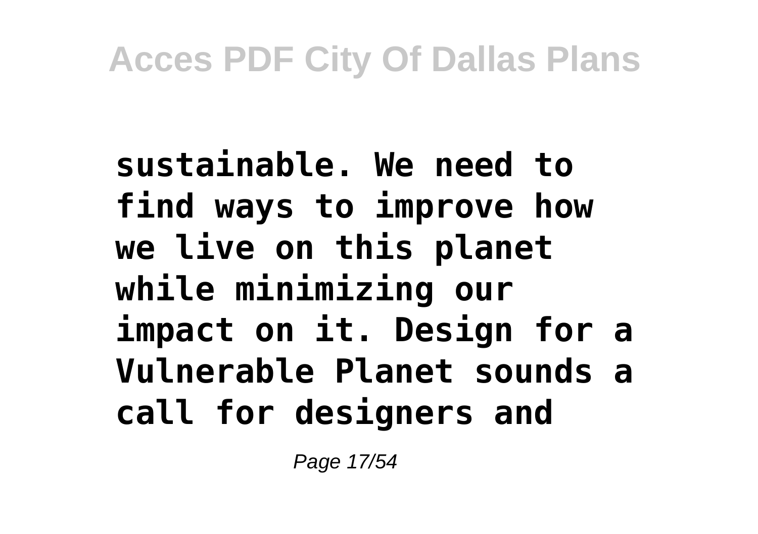**sustainable. We need to find ways to improve how we live on this planet while minimizing our impact on it. Design for a Vulnerable Planet sounds a call for designers and**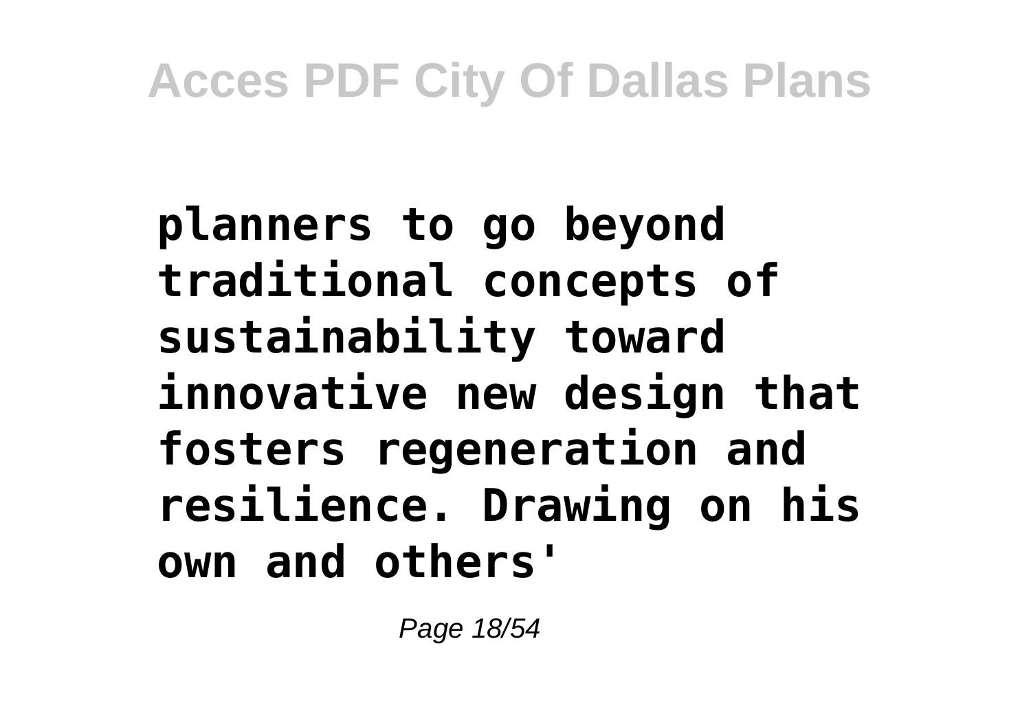**planners to go beyond traditional concepts of sustainability toward innovative new design that fosters regeneration and resilience. Drawing on his own and others'**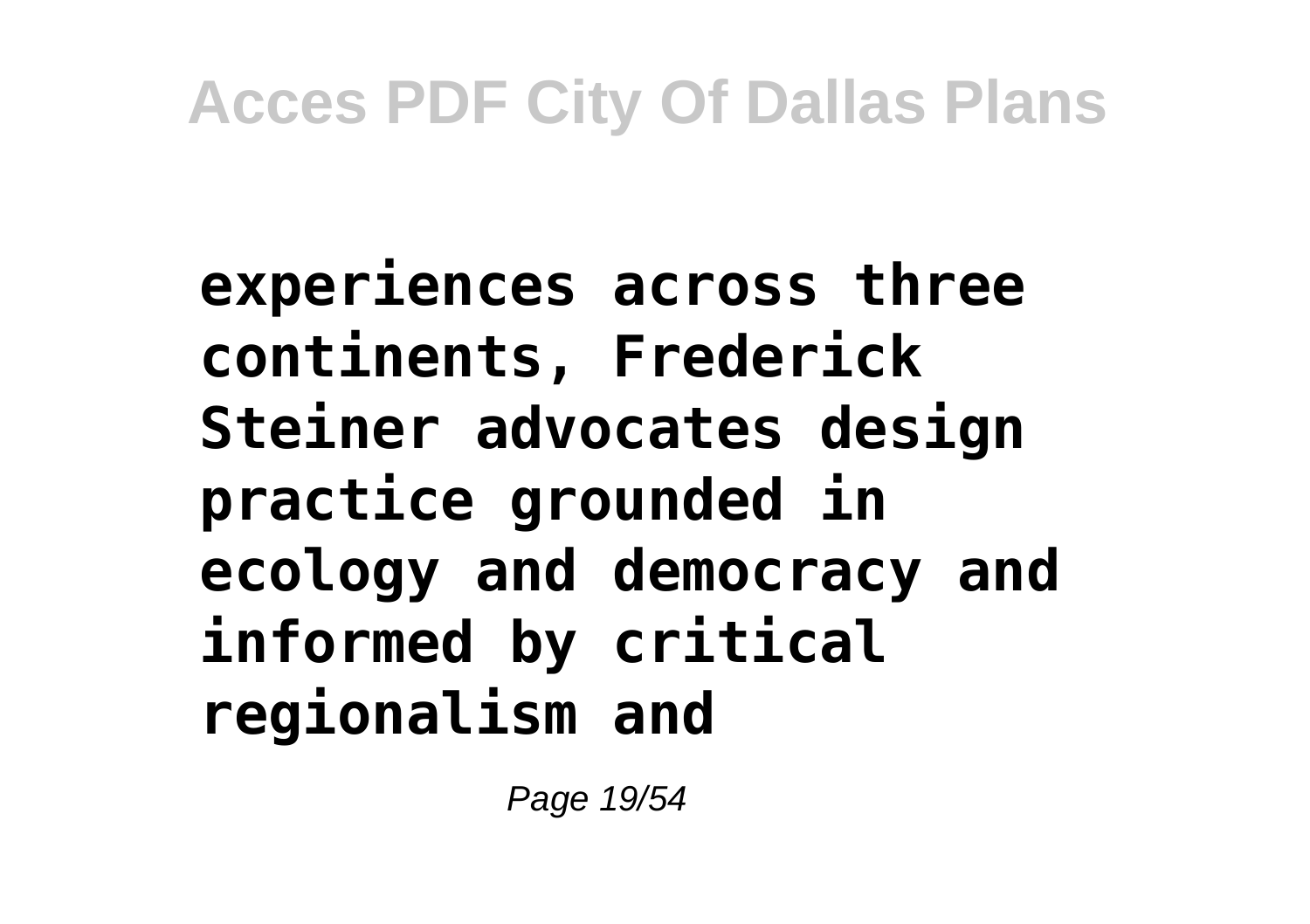**experiences across three continents, Frederick Steiner advocates design practice grounded in ecology and democracy and informed by critical regionalism and**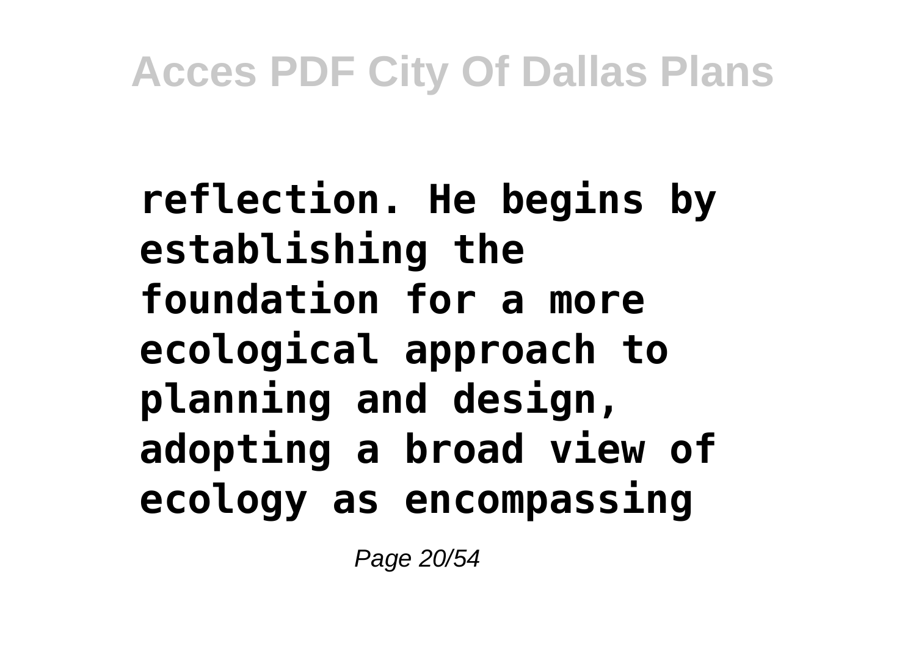**reflection. He begins by establishing the foundation for a more ecological approach to planning and design, adopting a broad view of ecology as encompassing**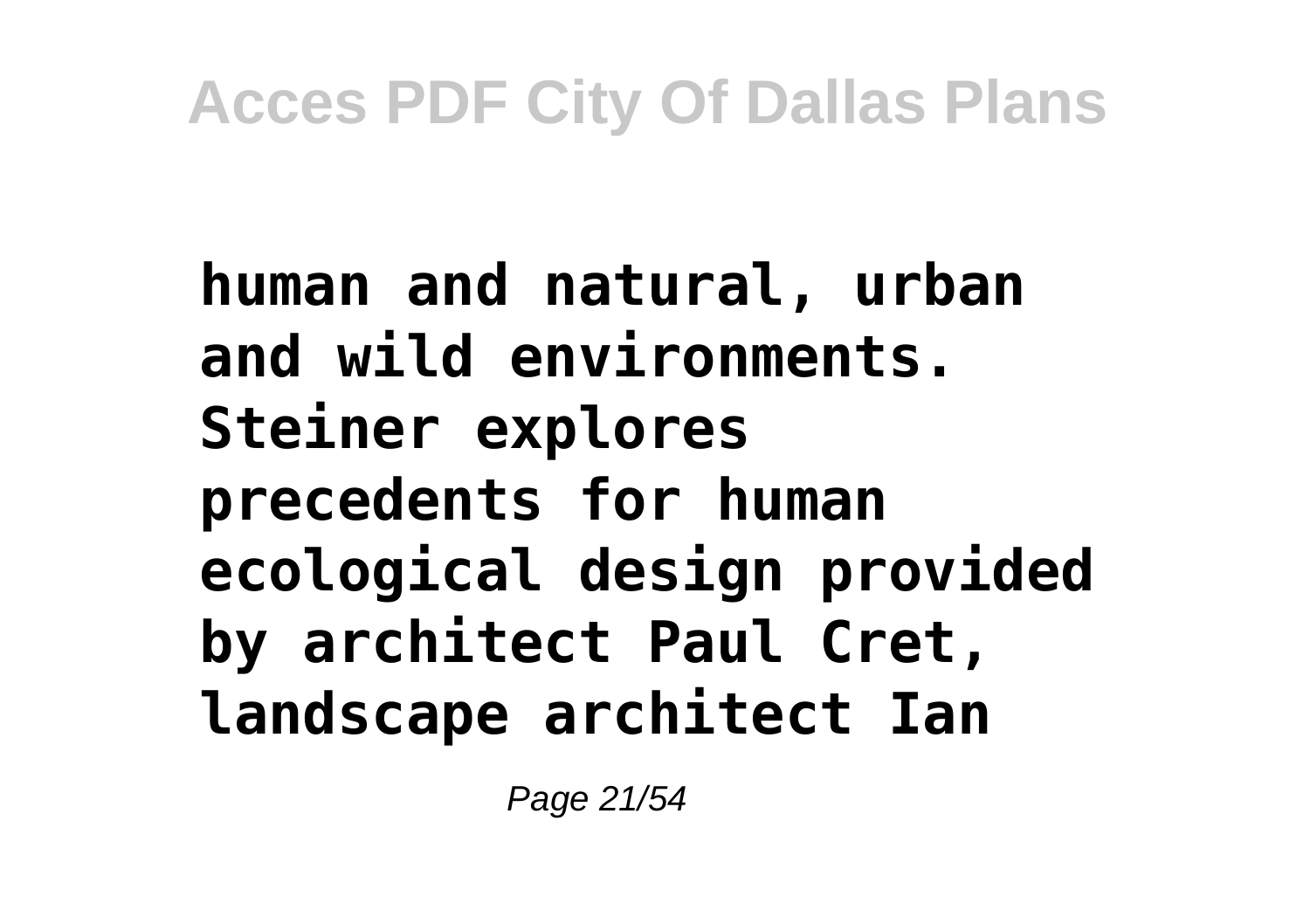**human and natural, urban and wild environments. Steiner explores precedents for human ecological design provided by architect Paul Cret, landscape architect Ian**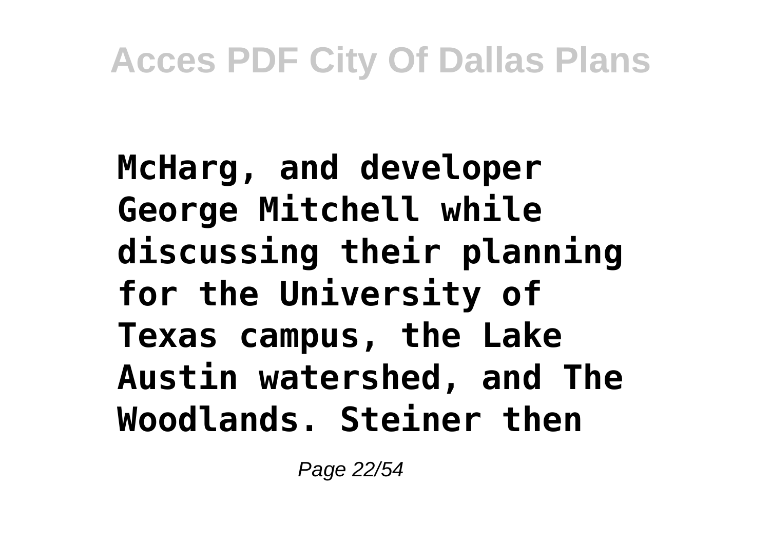McHarg, and developer George Mitchell while discussing their planning for the University of Texas campus, the Lake Austin watershed, and The Woodlands. Steiner then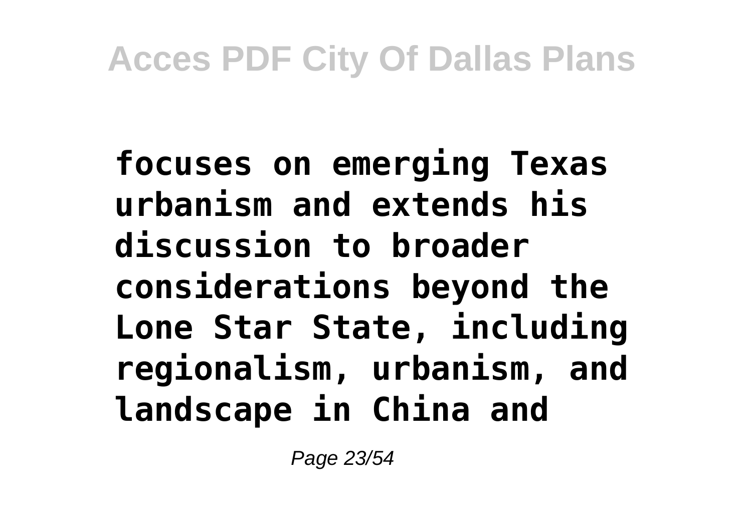focuses on emerging Texas urbanism and extends his discussion to broader considerations beyond the Lone Star State, including regionalism, urbanism, and landscape in China and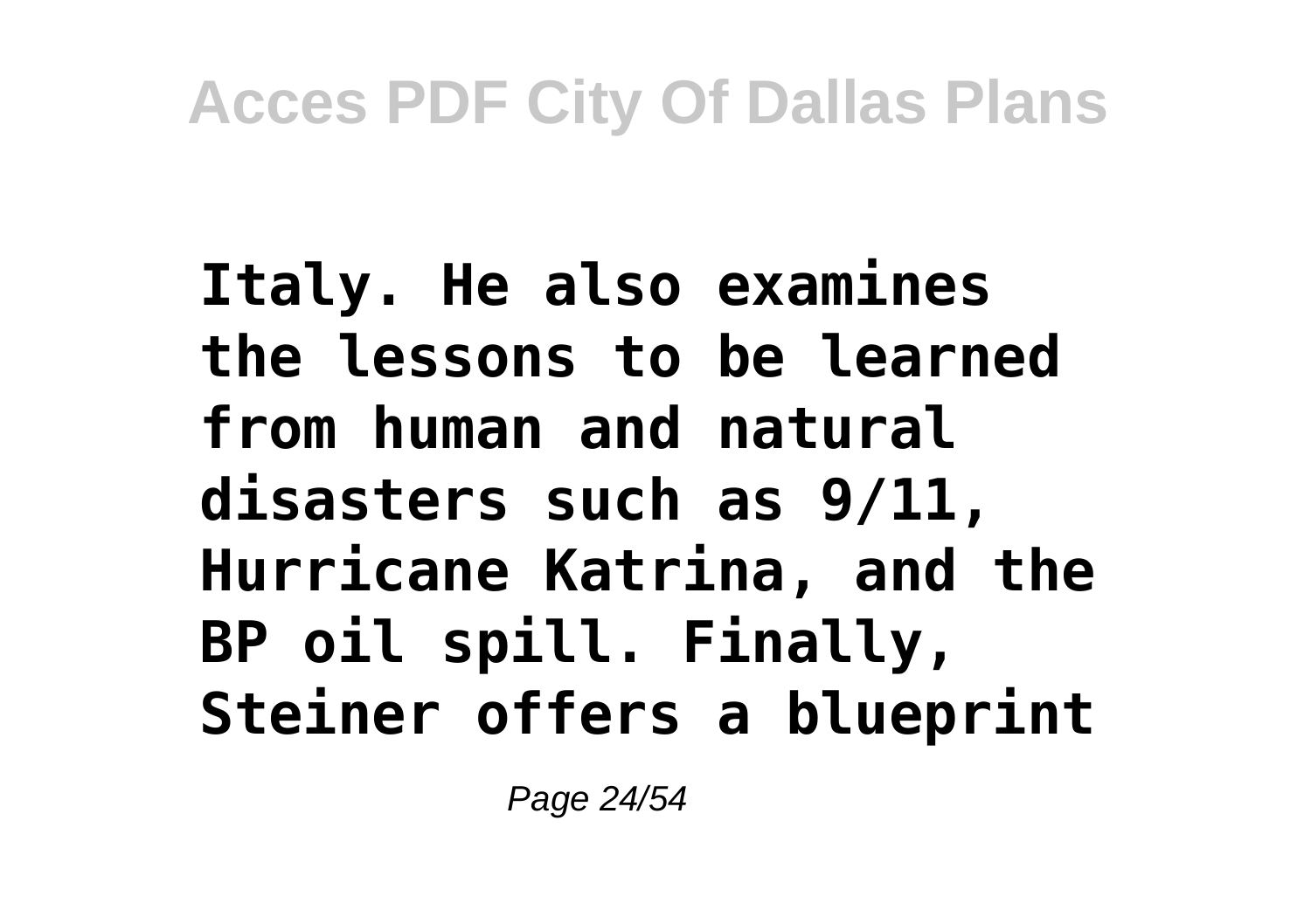**Italy. He also examines the lessons to be learned from human and natural disasters such as 9/11, Hurricane Katrina, and the BP oil spill. Finally, Steiner offers a blueprint**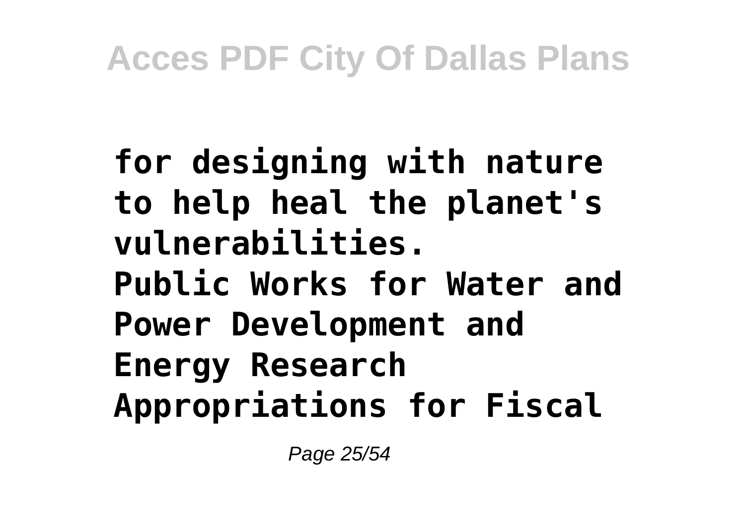**for designing with nature to help heal the planet's vulnerabilities.**

**Public Works for Water and Power Development and Energy Research Appropriations for Fiscal**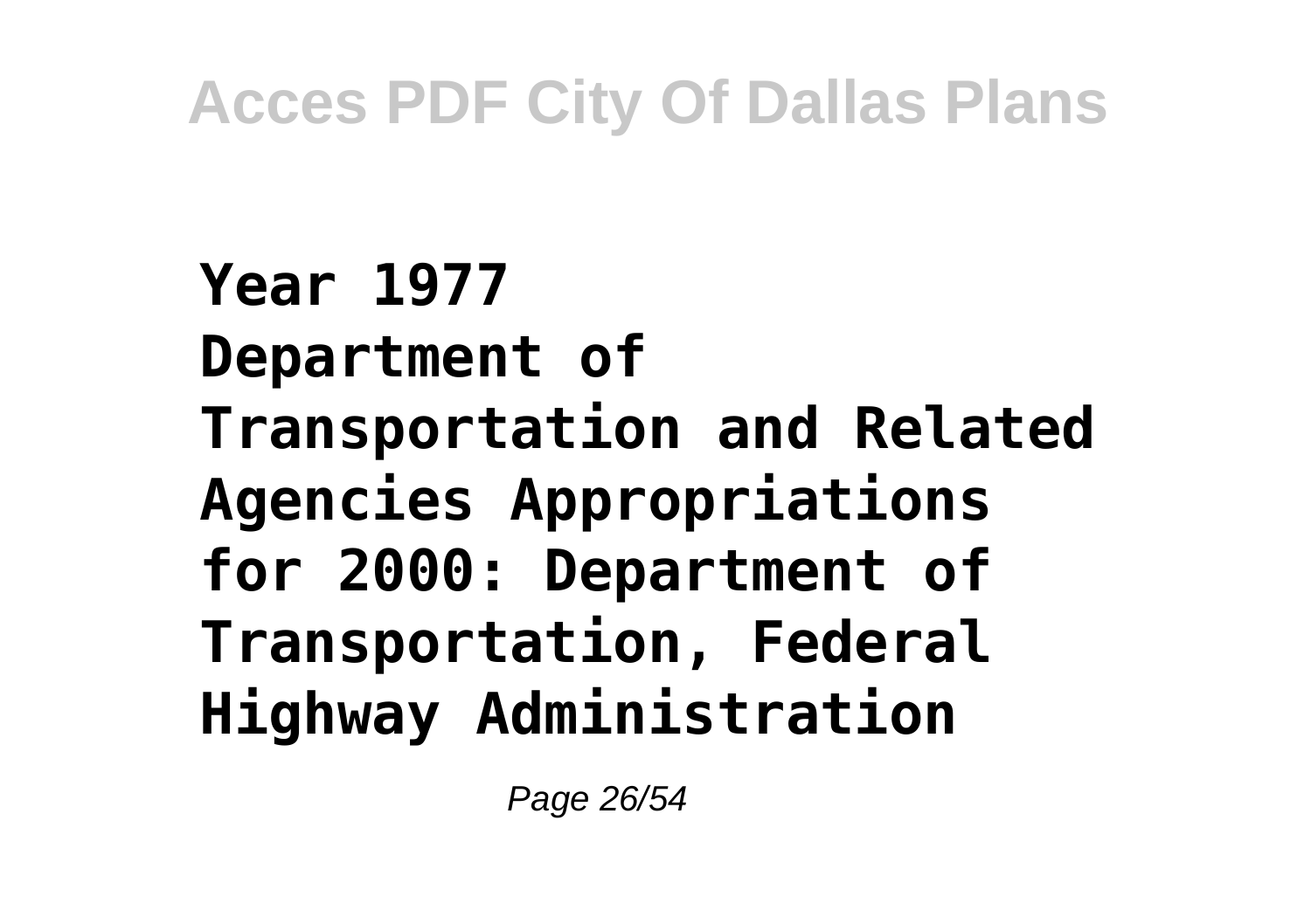**Year 1977**
**Department of Transportation and Related Agencies Appropriations for 2000: Department of Transportation, Federal Highway Administration**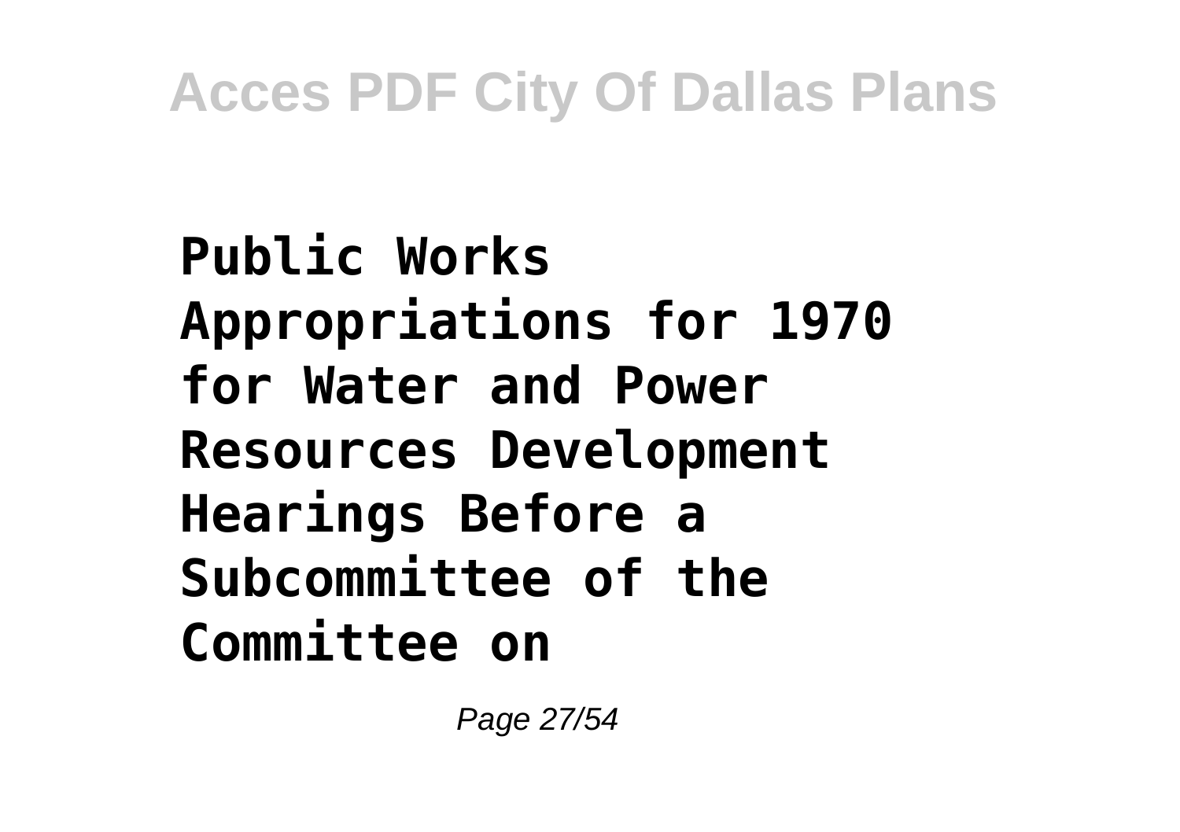**Public Works Appropriations for 1970 for Water and Power Resources Development Hearings Before a Subcommittee of the Committee on**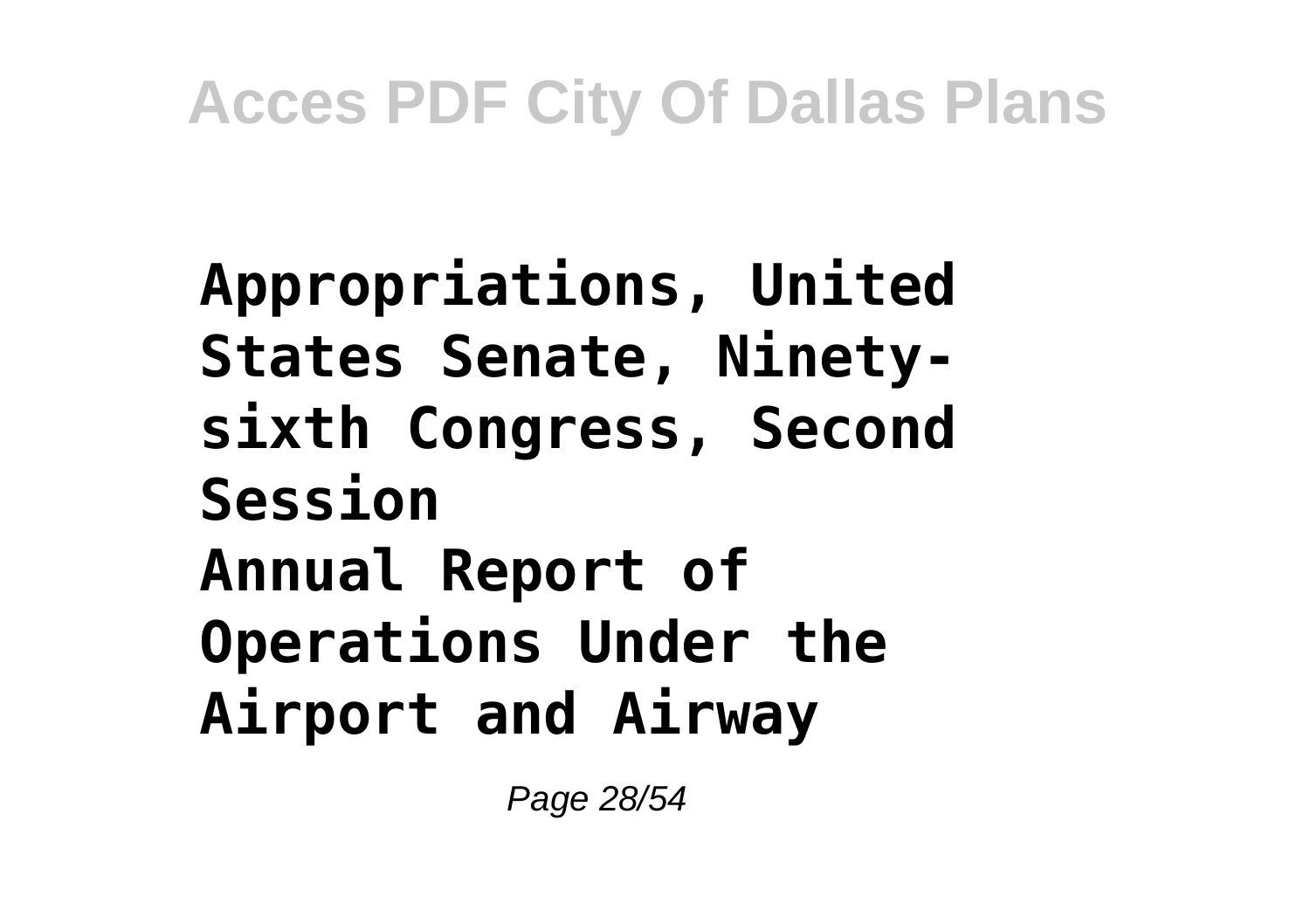**Appropriations, United States Senate, Ninety-sixth Congress, Second Session**

**Annual Report of Operations Under the Airport and Airway**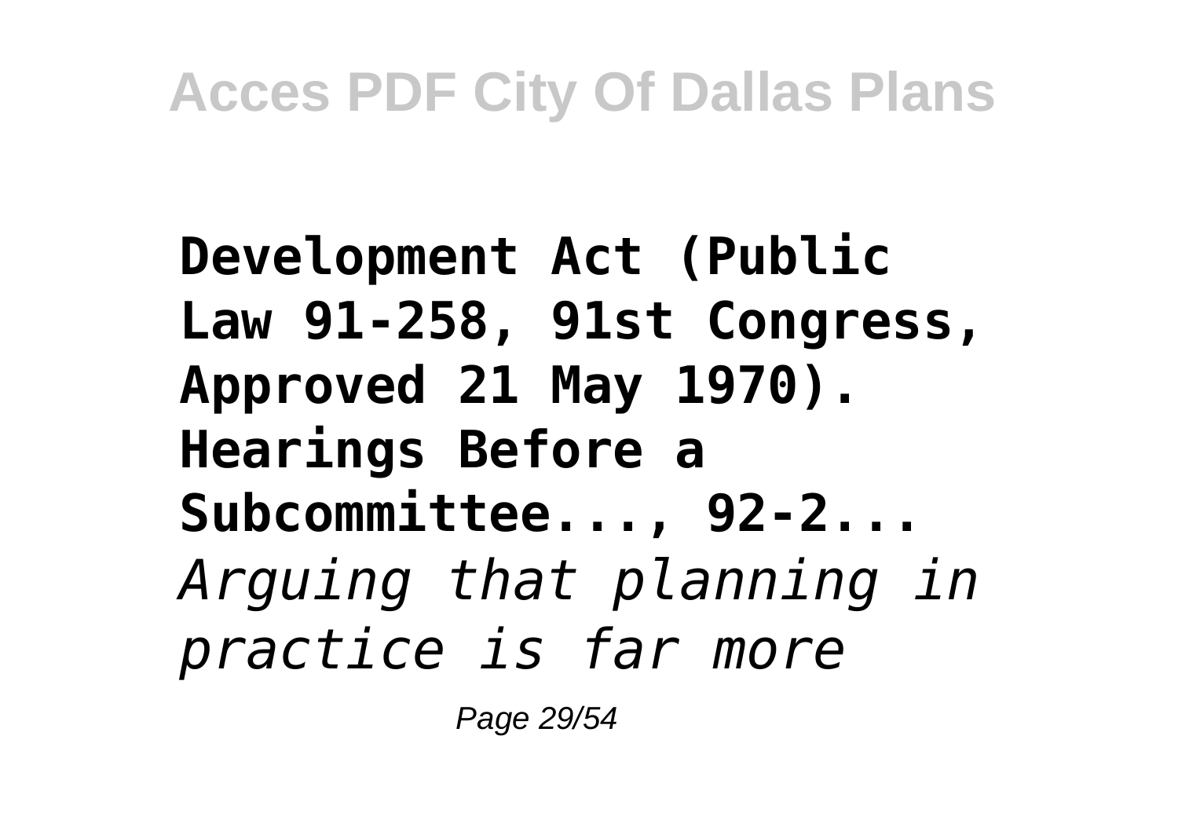**Development Act (Public Law 91-258, 91st Congress, Approved 21 May 1970). Hearings Before a Subcommittee..., 92-2...**
*Arguing that planning in practice is far more*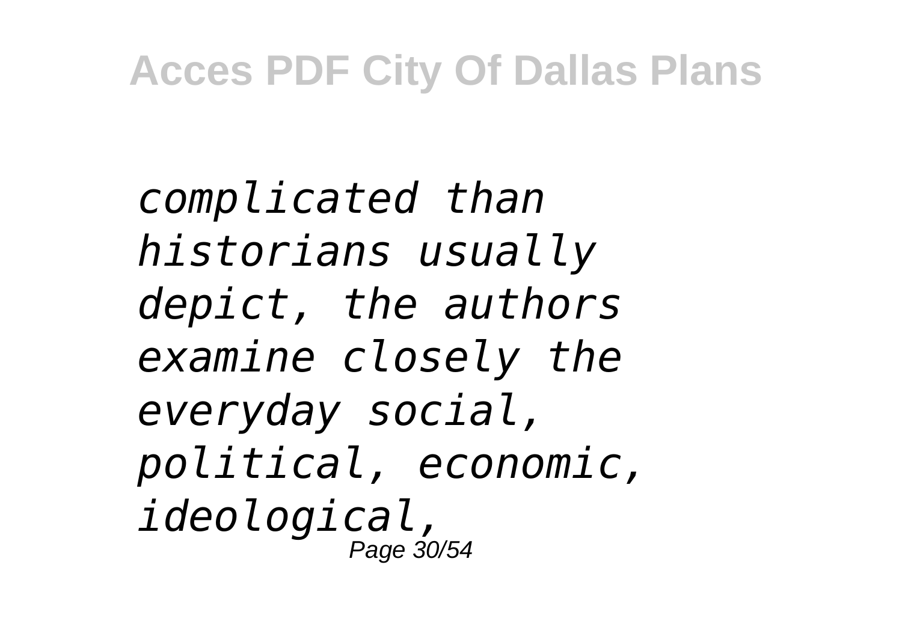*complicated than historians usually depict, the authors examine closely the everyday social, political, economic, ideological,*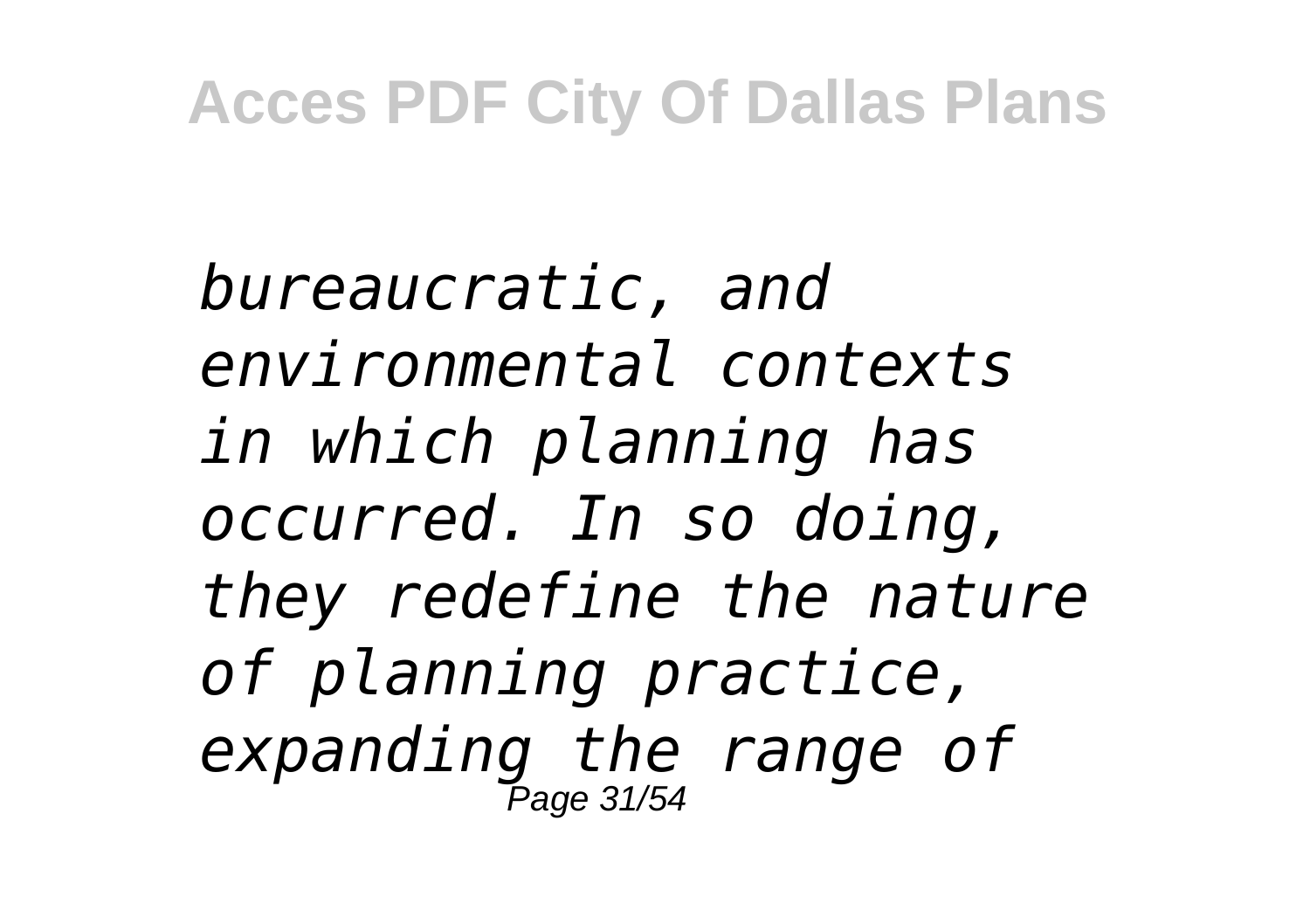*bureaucratic, and environmental contexts in which planning has occurred. In so doing, they redefine the nature of planning practice, expanding the range of*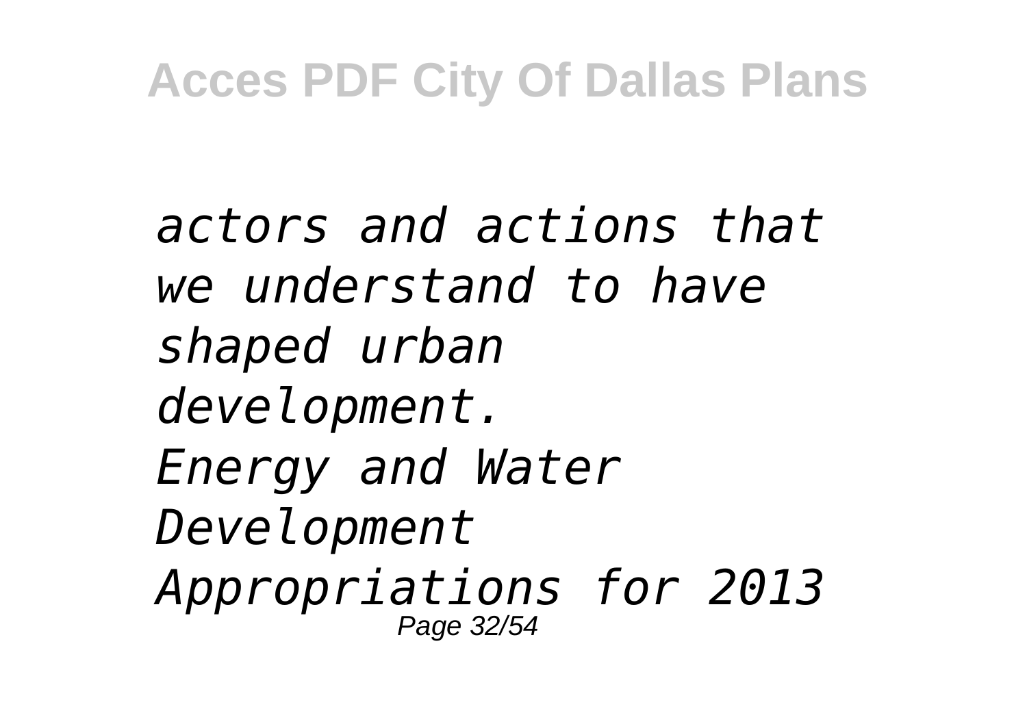*actors and actions that we understand to have shaped urban development.*

*Energy and Water Development Appropriations for 2013*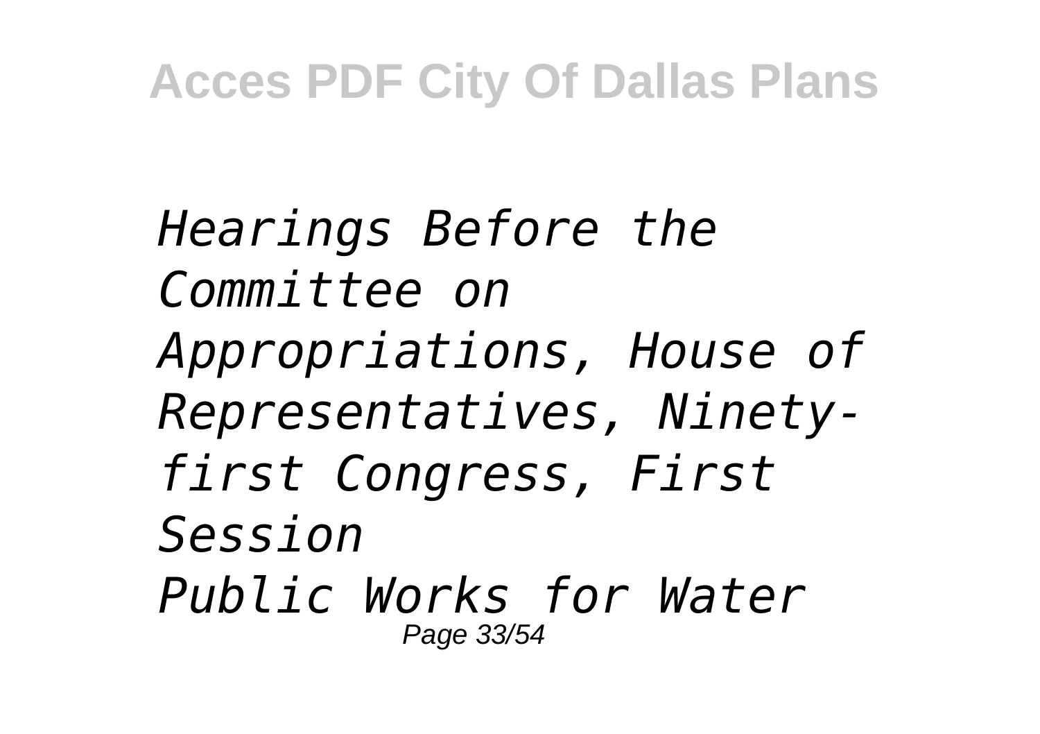*Hearings Before the Committee on Appropriations, House of Representatives, Ninety-first Congress, First Session*

*Public Works for Water*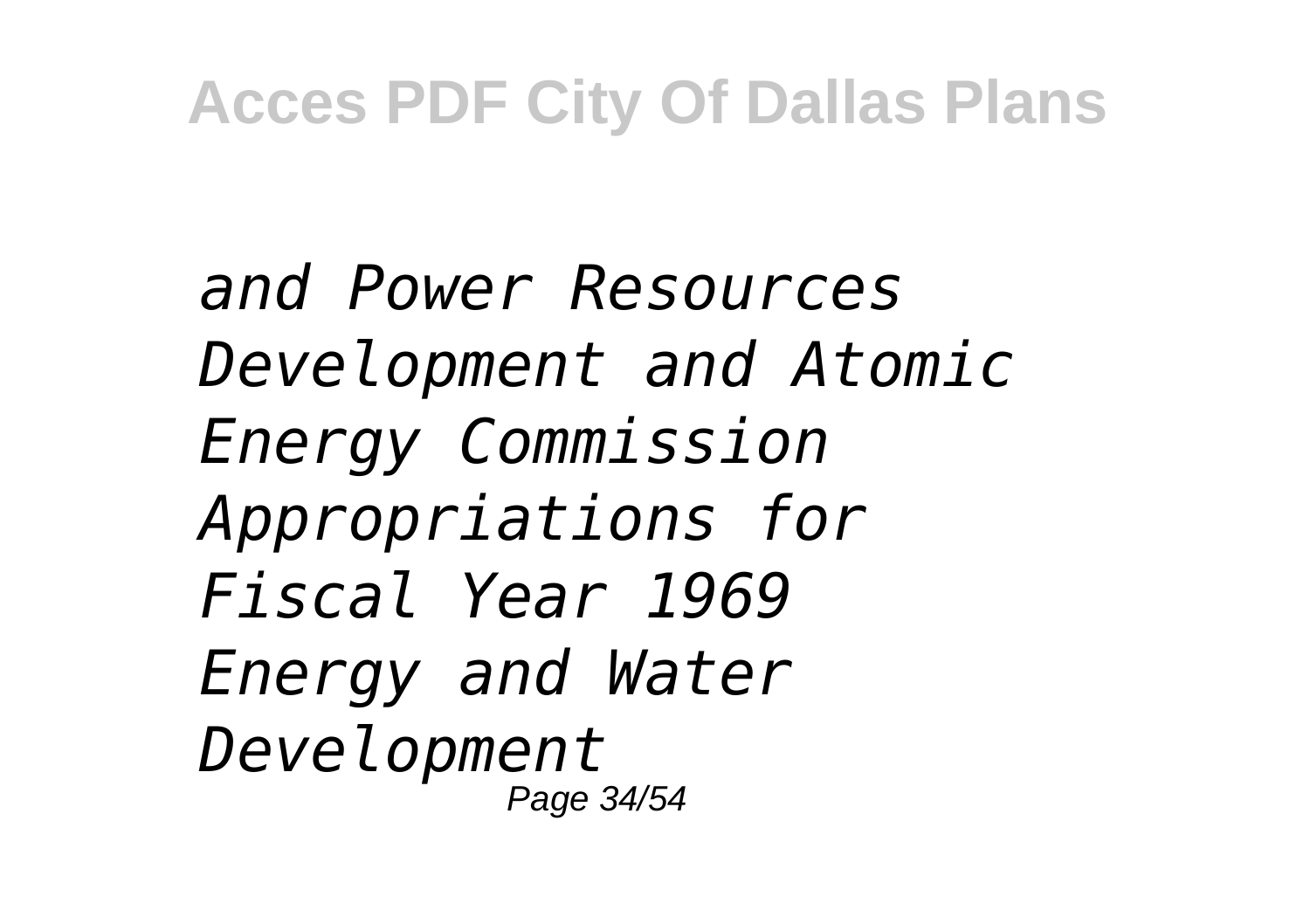*and Power Resources Development and Atomic Energy Commission Appropriations for Fiscal Year 1969 Energy and Water Development*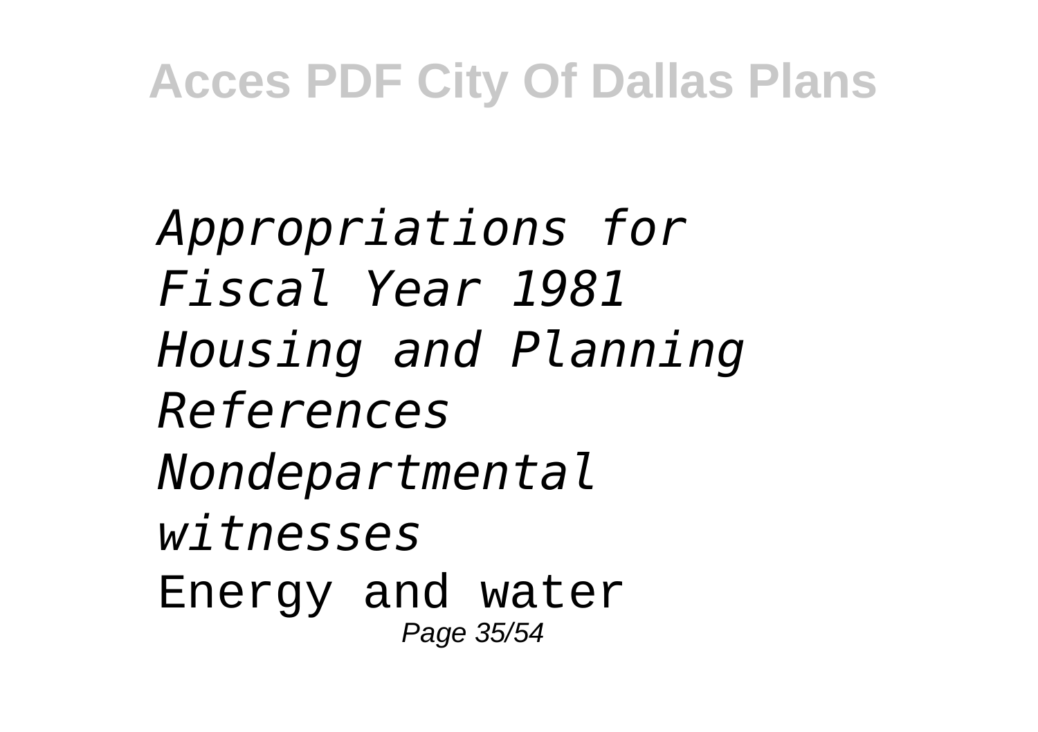*Appropriations for Fiscal Year 1981*
*Housing and Planning References*
*Nondepartmental witnesses*
Energy and water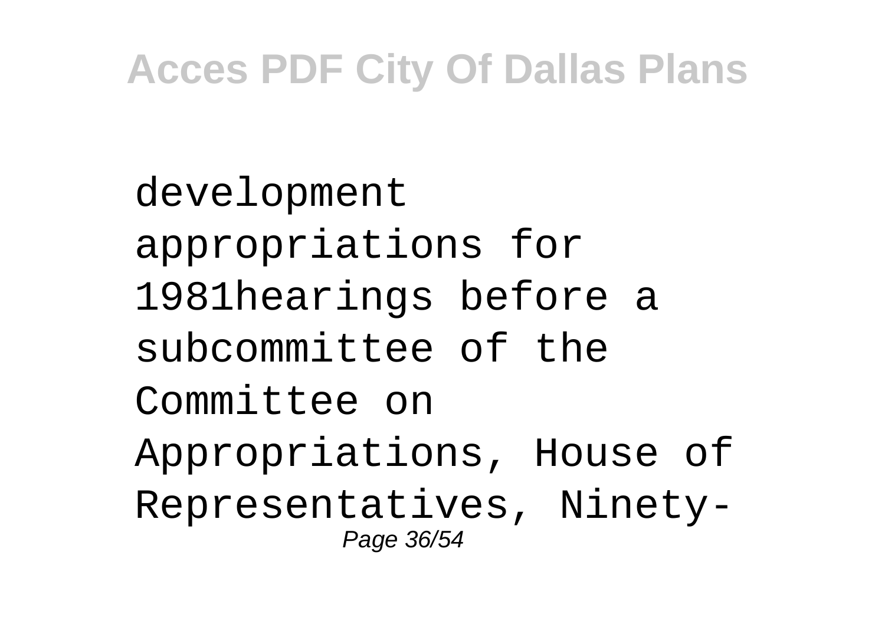development appropriations for 1981hearings before a subcommittee of the Committee on Appropriations, House of Representatives, Ninety-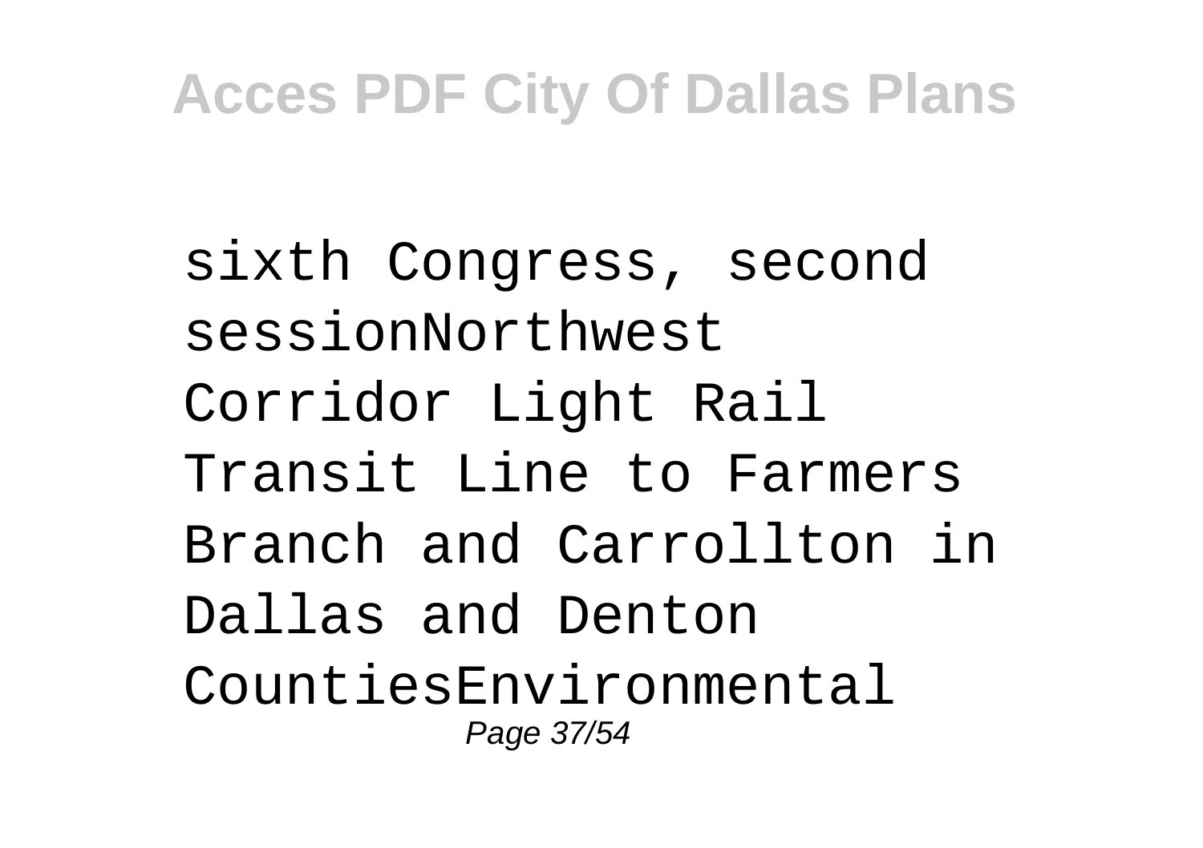sixth Congress, second sessionNorthwest Corridor Light Rail Transit Line to Farmers Branch and Carrollton in Dallas and Denton CountiesEnvironmental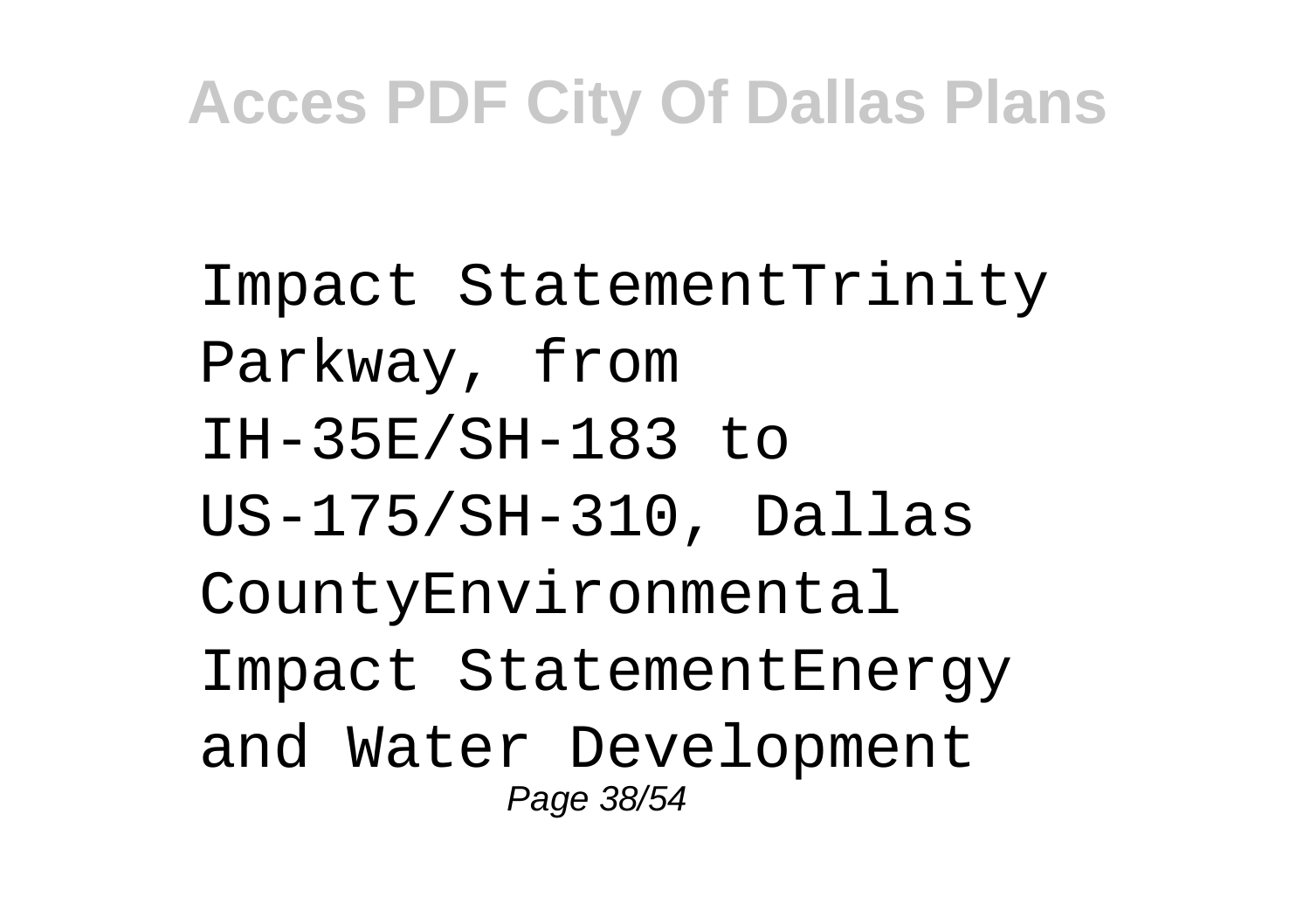Impact StatementTrinity Parkway, from IH-35E/SH-183 to US-175/SH-310, Dallas CountyEnvironmental Impact StatementEnergy and Water Development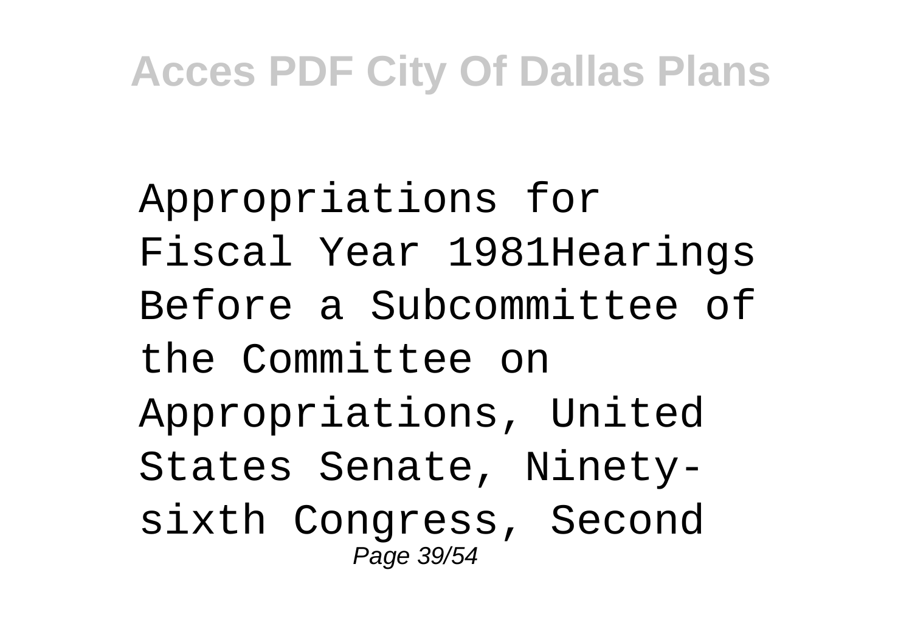Appropriations for Fiscal Year 1981Hearings Before a Subcommittee of the Committee on Appropriations, United States Senate, Ninety-sixth Congress, Second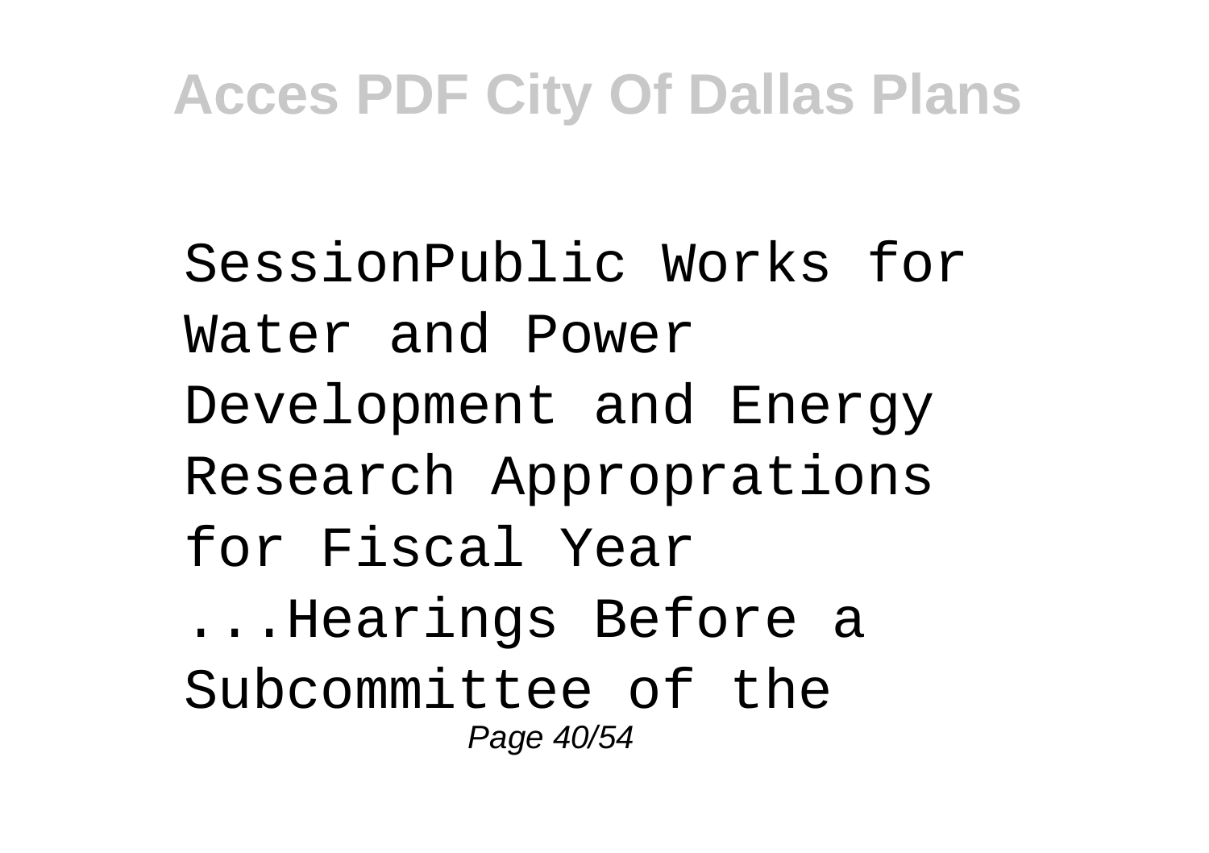SessionPublic Works for Water and Power Development and Energy Research Appropriations for Fiscal Year ...Hearings Before a Subcommittee of the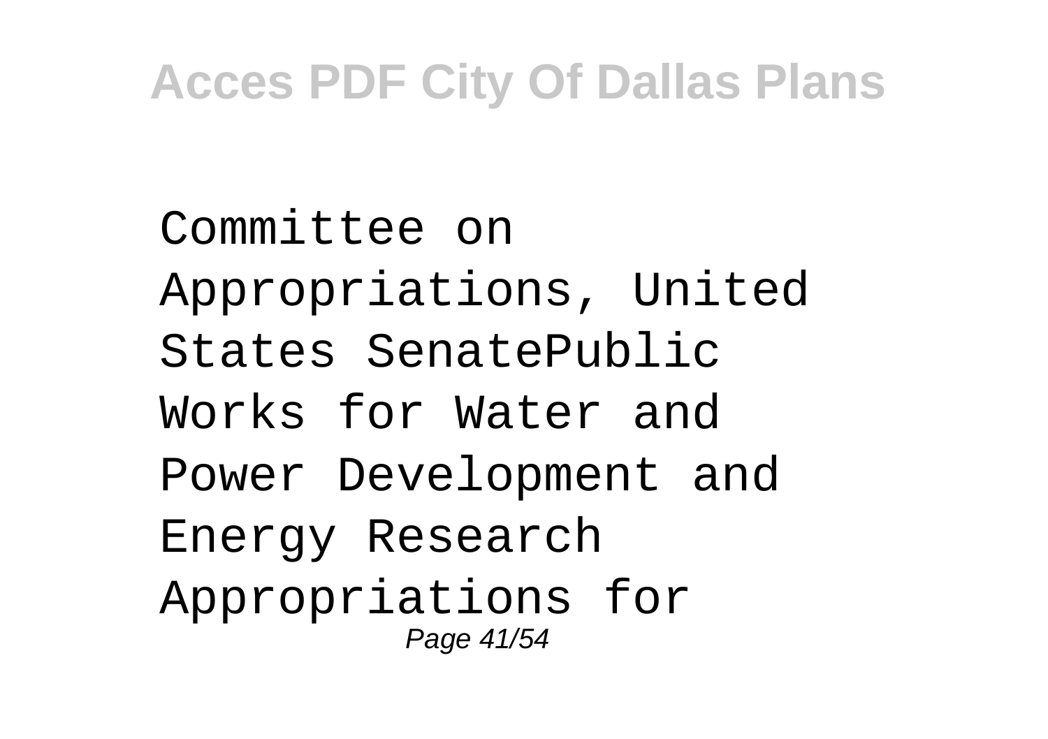Committee on Appropriations, United States SenatePublic Works for Water and Power Development and Energy Research Appropriations for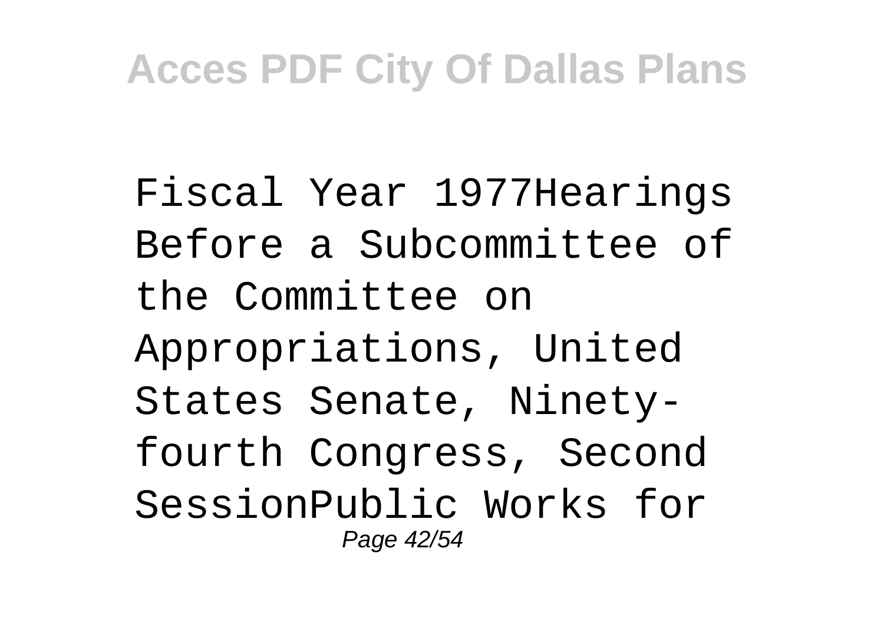Fiscal Year 1977Hearings Before a Subcommittee of the Committee on Appropriations, United States Senate, Ninety-fourth Congress, Second SessionPublic Works for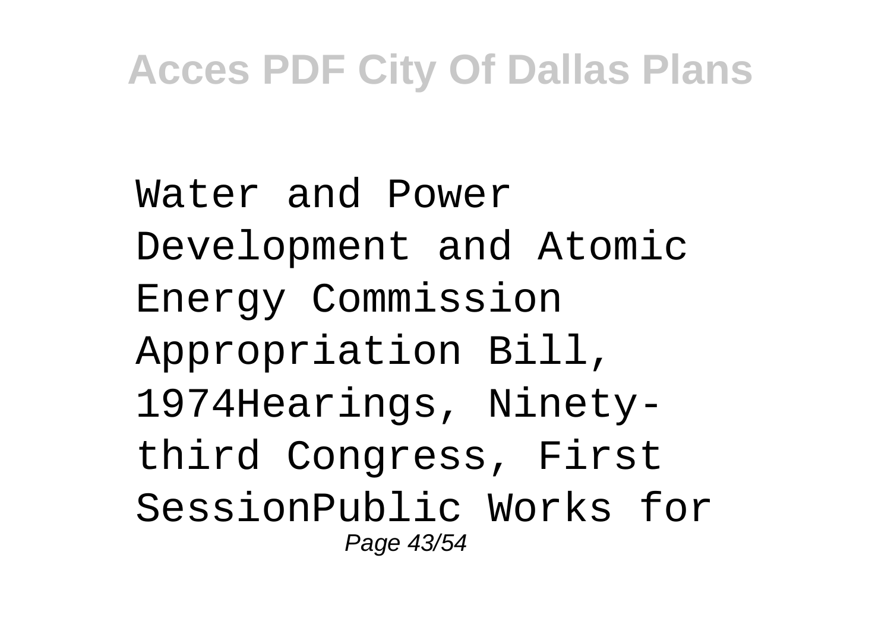Water and Power Development and Atomic Energy Commission Appropriation Bill, 1974Hearings, Ninety-third Congress, First SessionPublic Works for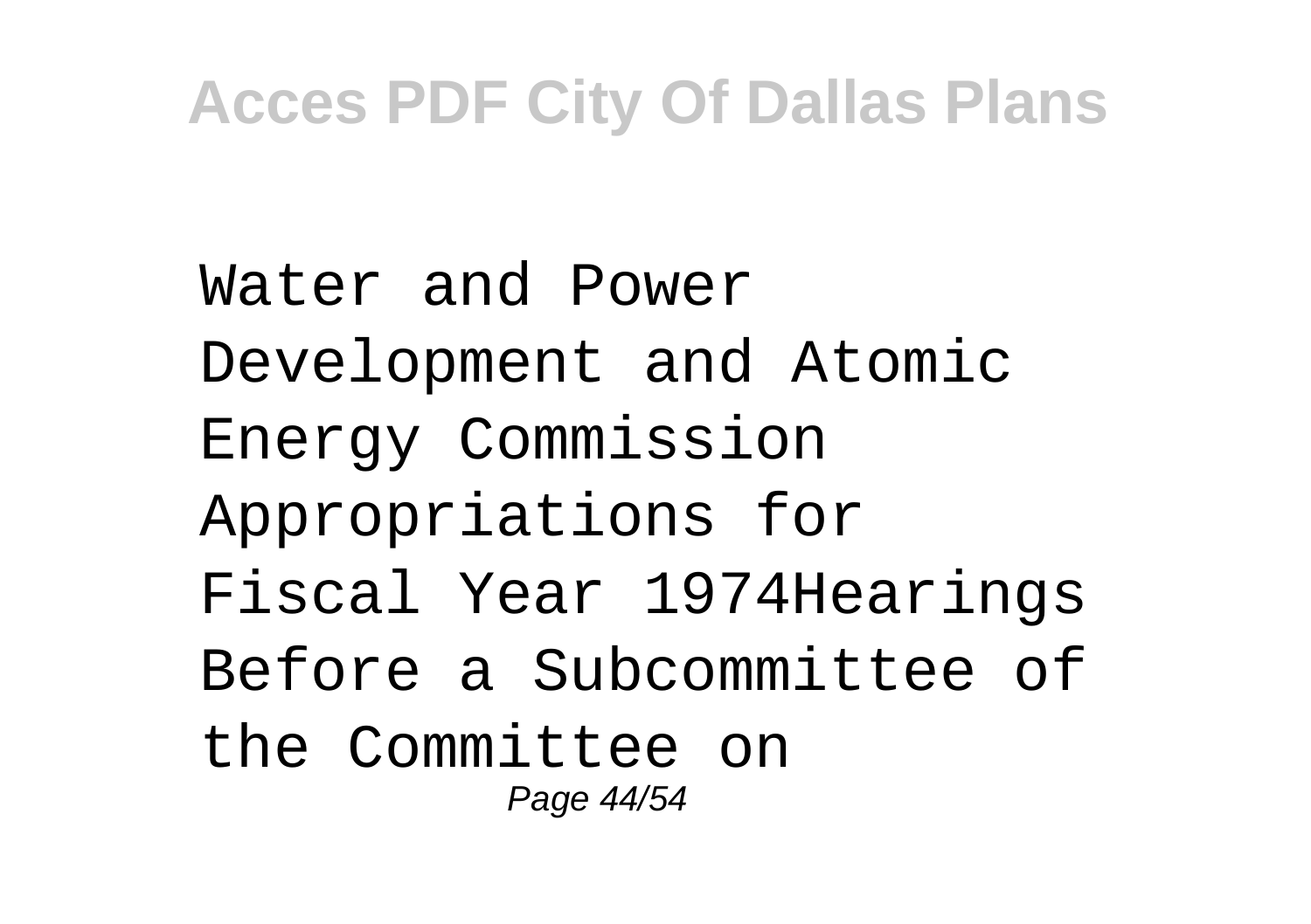Water and Power Development and Atomic Energy Commission Appropriations for Fiscal Year 1974Hearings Before a Subcommittee of the Committee on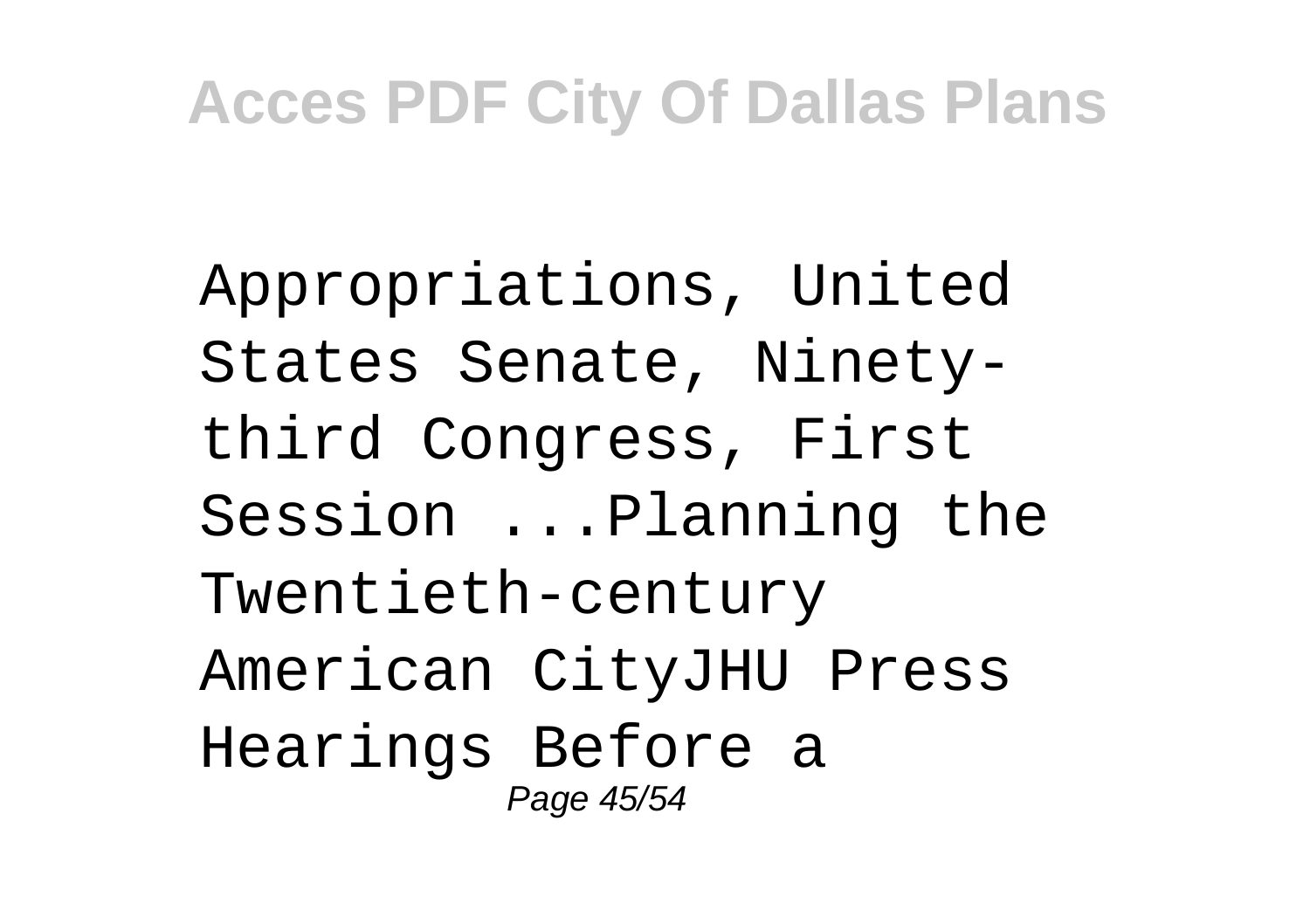Appropriations, United States Senate, Ninety-third Congress, First Session ...Planning the Twentieth-century American CityJHU Press Hearings Before a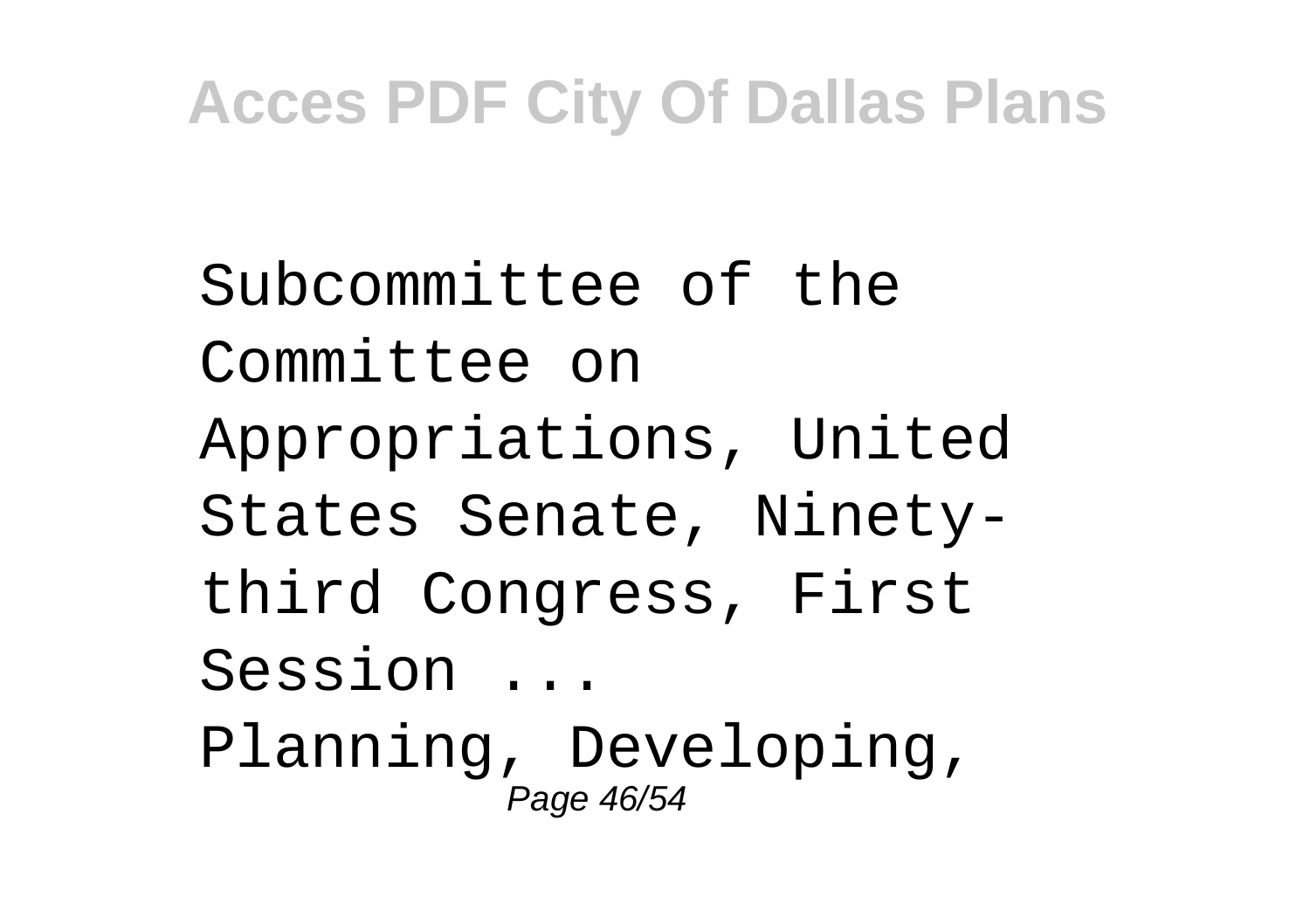Subcommittee of the Committee on Appropriations, United States Senate, Ninety-third Congress, First Session ...

Planning, Developing,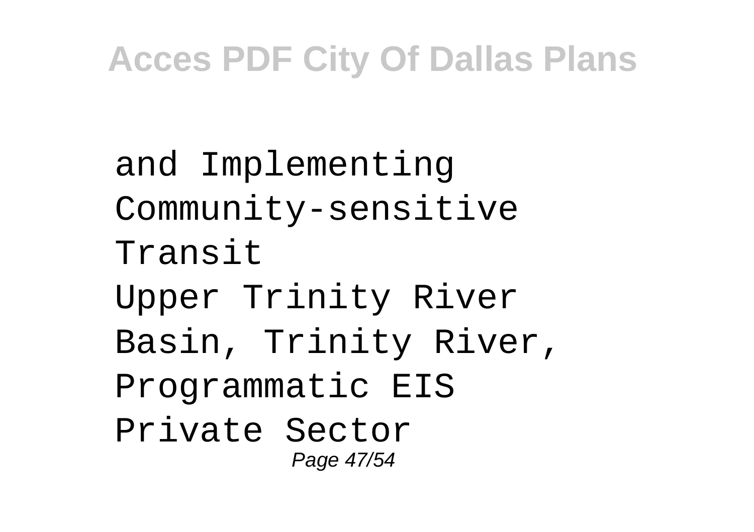and Implementing Community-sensitive Transit
Upper Trinity River Basin, Trinity River, Programmatic EIS
Private Sector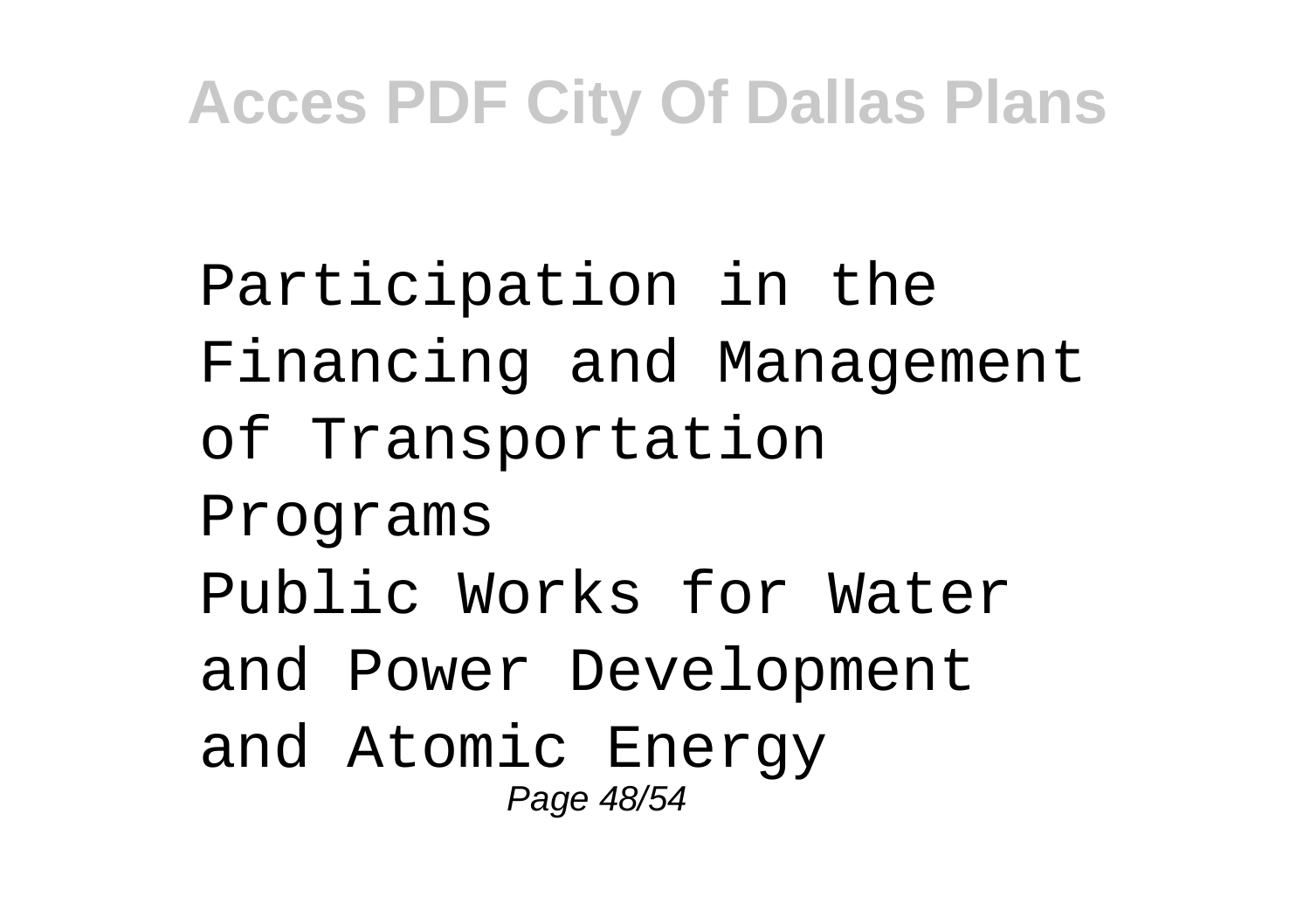Participation in the Financing and Management of Transportation Programs

Public Works for Water and Power Development and Atomic Energy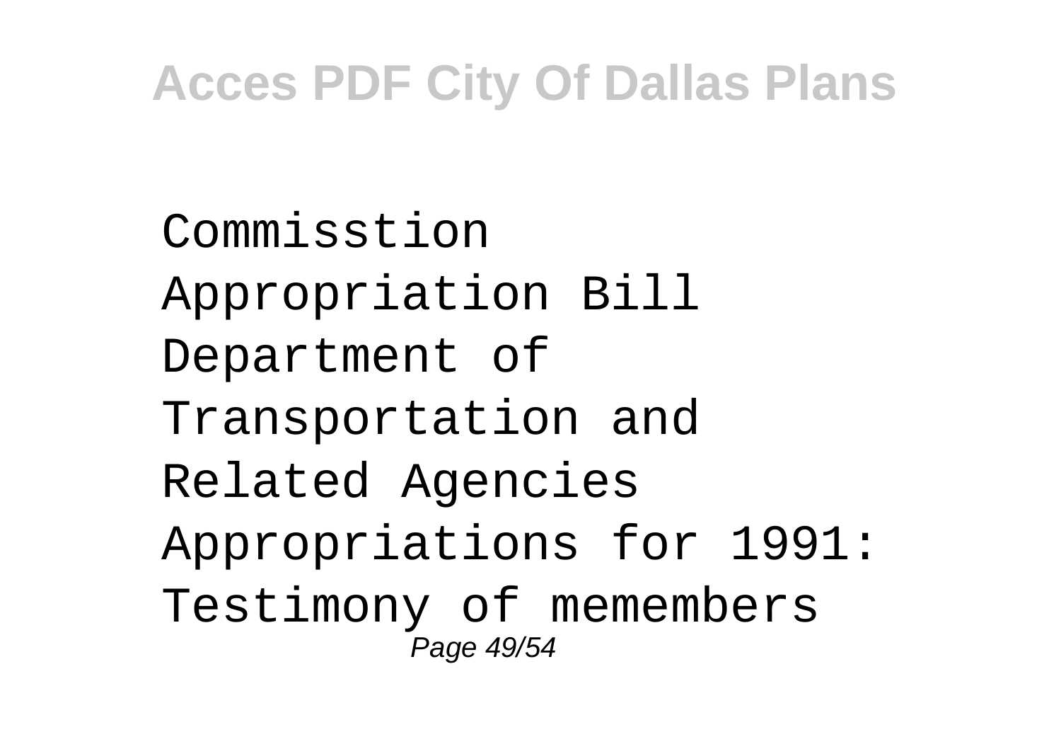Commisstion Appropriation Bill Department of Transportation and Related Agencies Appropriations for 1991: Testimony of memembers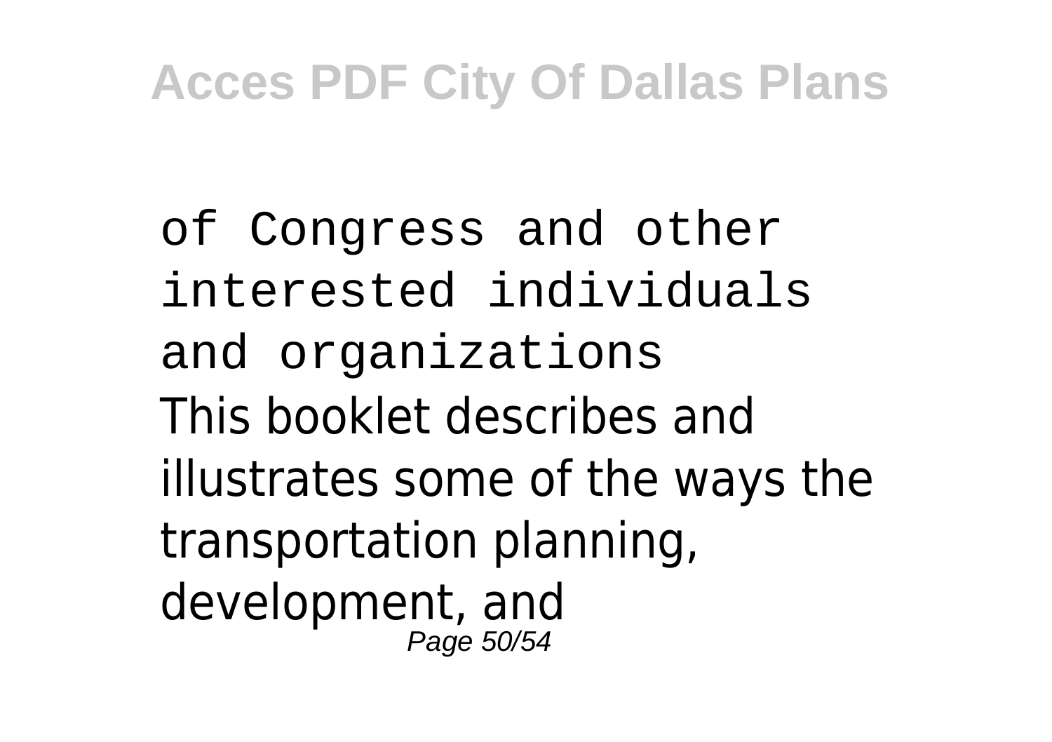of Congress and other interested individuals and organizations

This booklet describes and illustrates some of the ways the transportation planning, development, and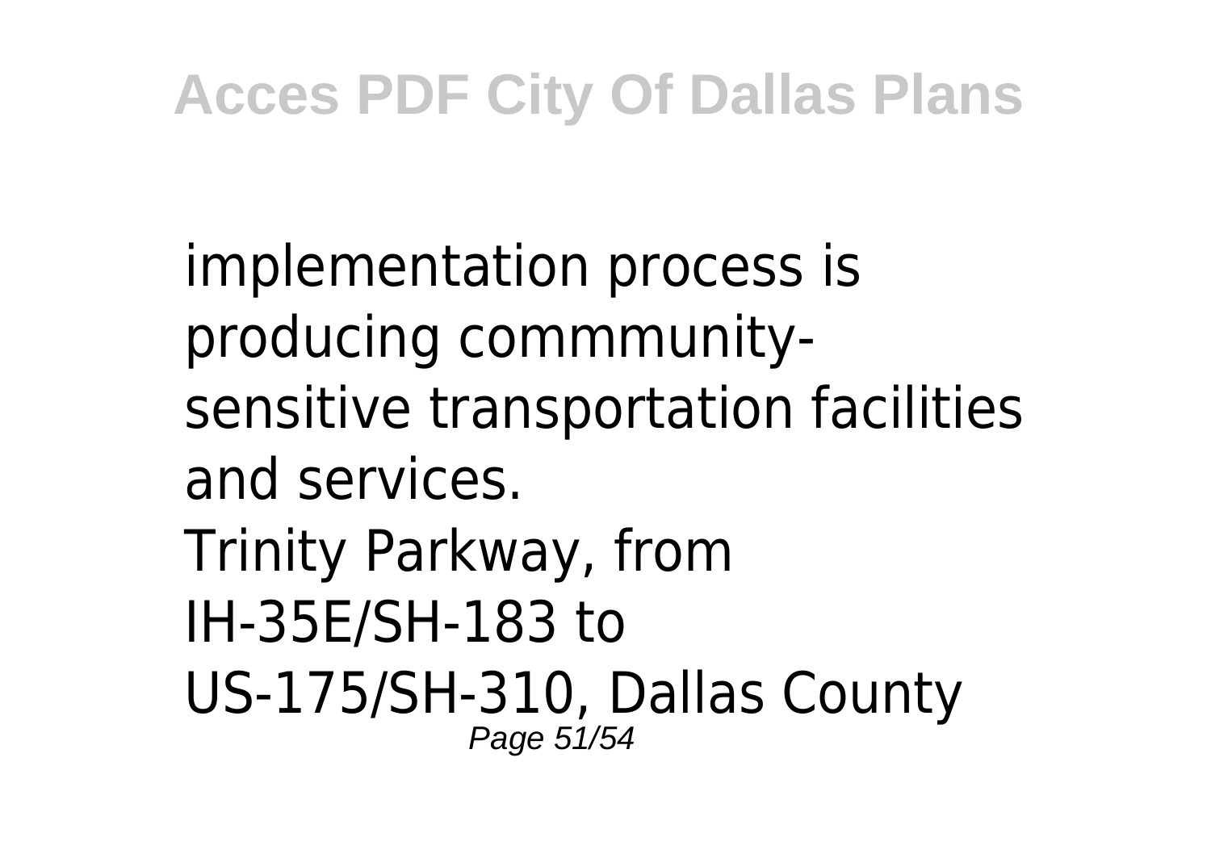implementation process is producing commmunity-sensitive transportation facilities and services.

Trinity Parkway, from IH-35E/SH-183 to US-175/SH-310, Dallas County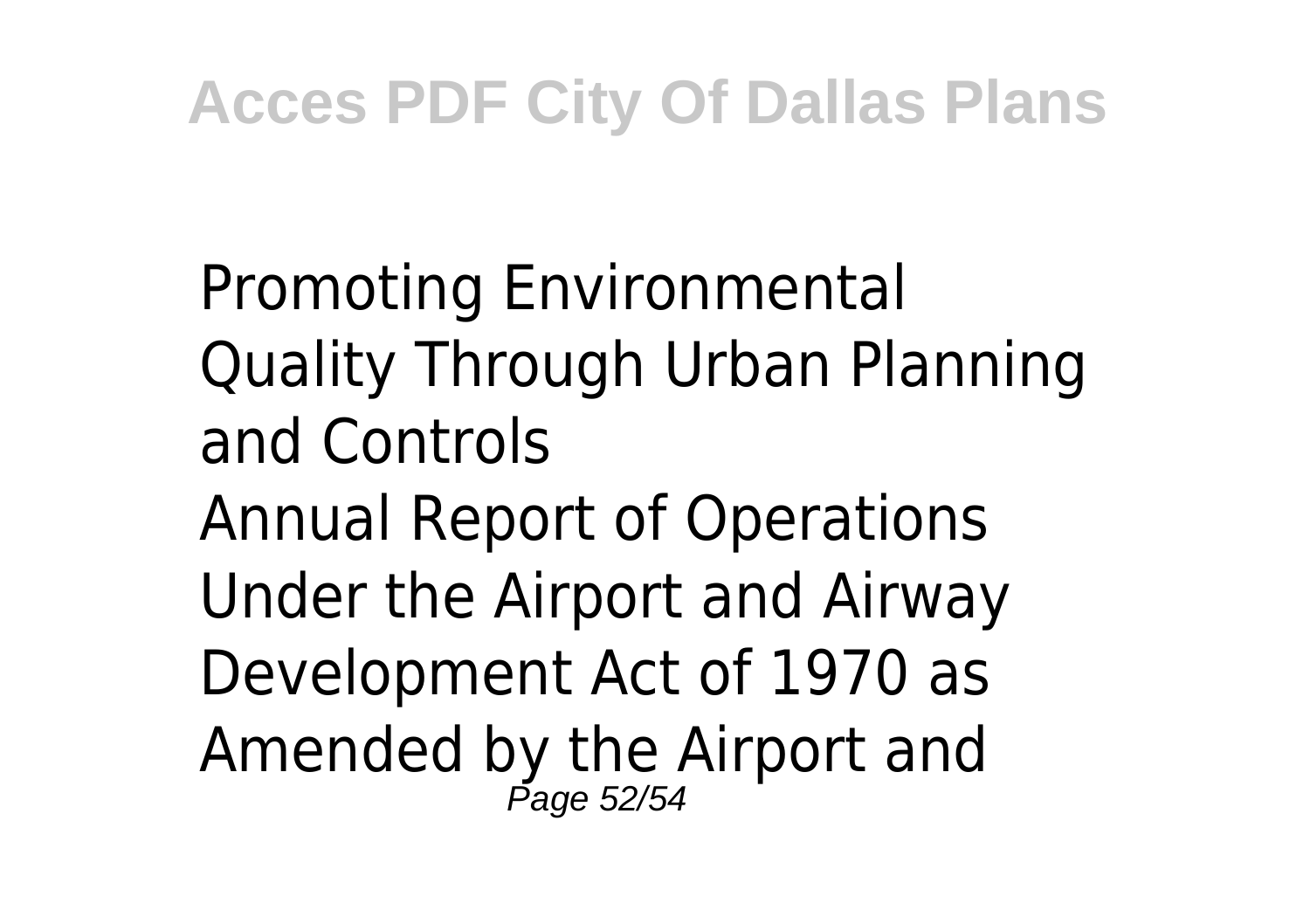Promoting Environmental Quality Through Urban Planning and Controls

Annual Report of Operations Under the Airport and Airway Development Act of 1970 as Amended by the Airport and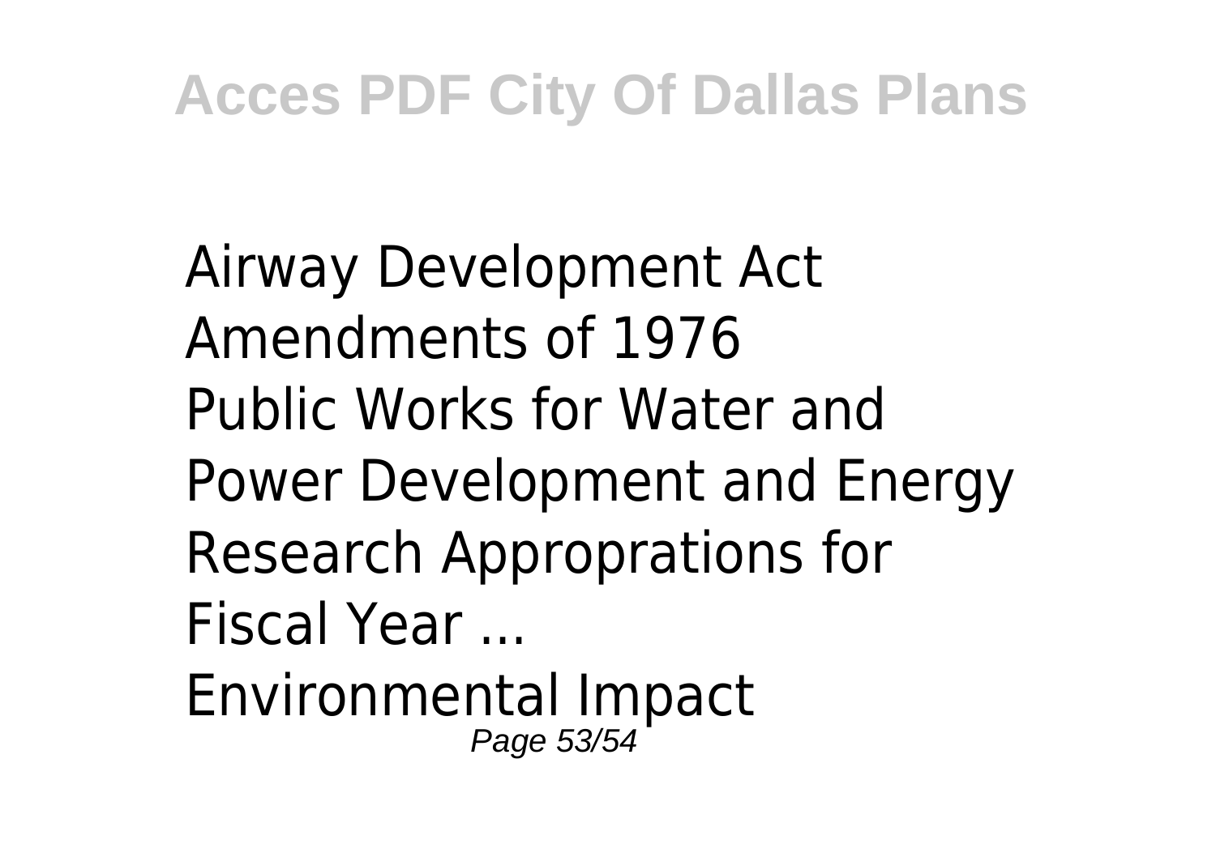Airway Development Act Amendments of 1976

Public Works for Water and Power Development and Energy Research Appropriations for Fiscal Year ...

Environmental Impact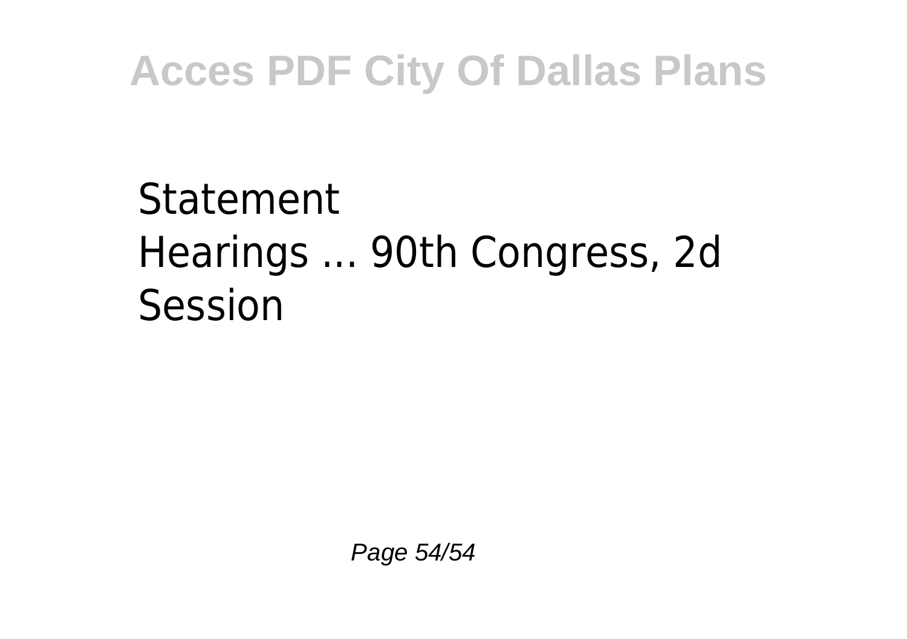Statement
Hearings ... 90th Congress, 2d Session